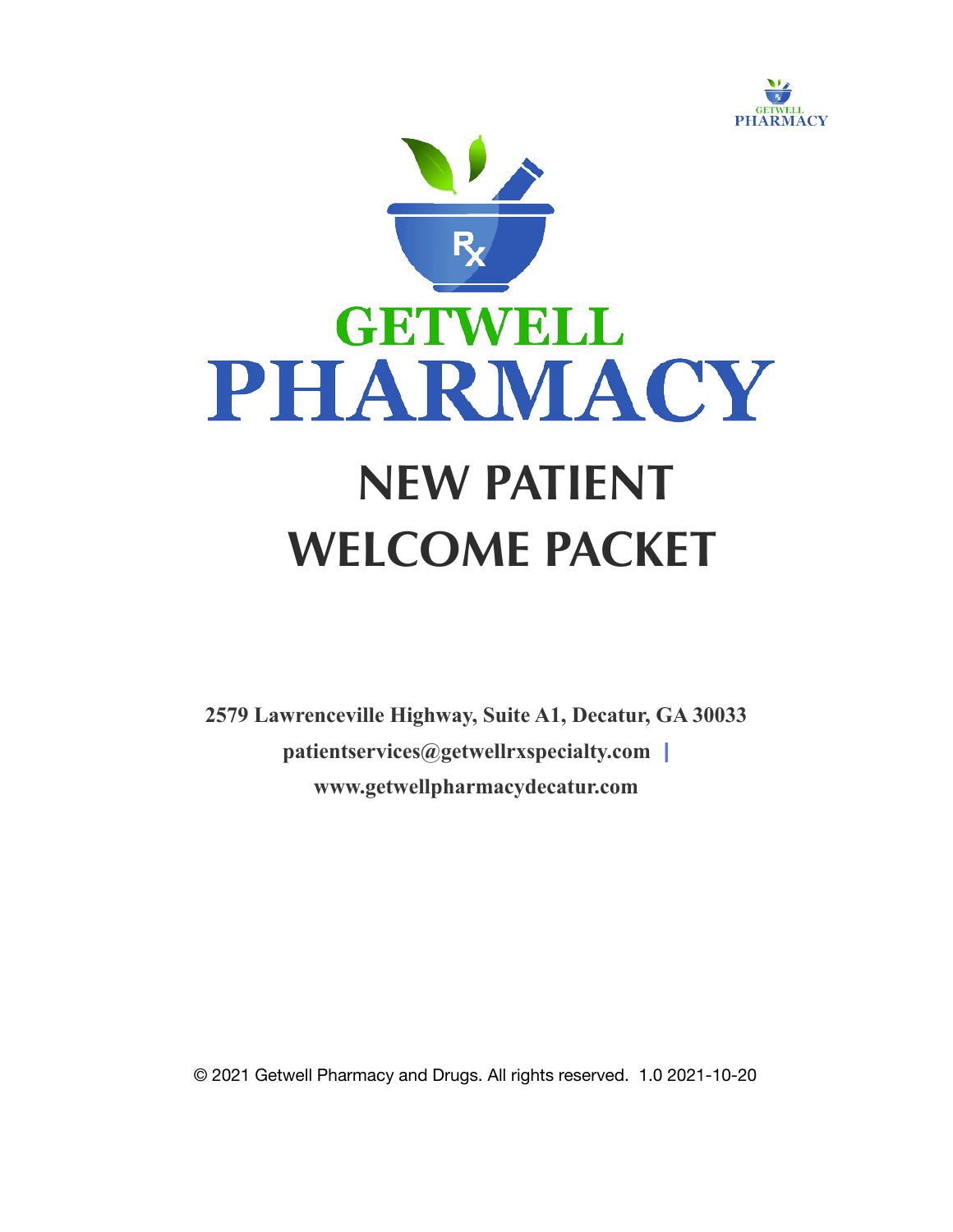# GETWELL PHARMACY

# NEW PATIENT WELCOME PACKET

**2579 Lawrenceville Highway, Suite A1, Decatur, GA 30033**

**patientservices@getwellrxspecialty.com |**

**www.getwellpharmacydecatur.com**

© 2021 Getwell Pharmacy and Drugs. All rights reserved. 1.0 2021-10-20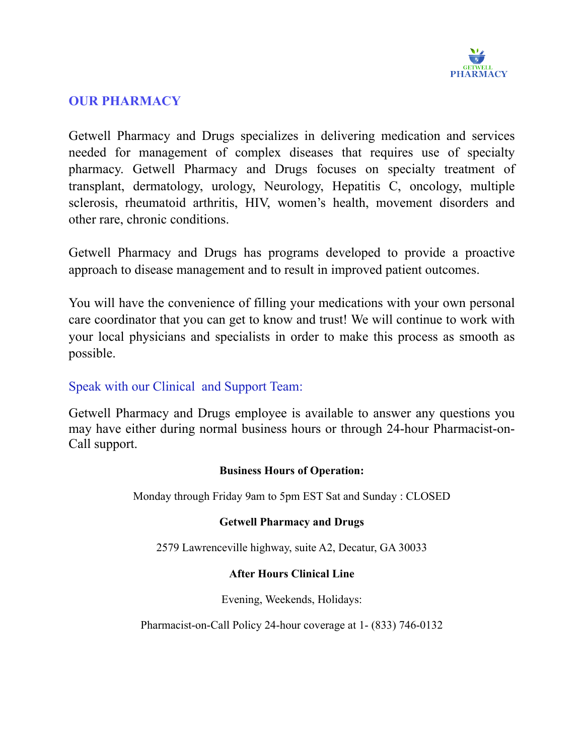## OUR PHARMACY

Getwell Pharmacy and Drugs specializes in delivering medication and services needed for management of complex diseases that requires use of specialty pharmacy. Getwell Pharmacy and Drugs focuses on specialty treatment of transplant, dermatology, urology, Neurology, Hepatitis C, oncology, multiple sclerosis, rheumatoid arthritis, HIV, women's health, movement disorders and other rare, chronic conditions.

Getwell Pharmacy and Drugs has programs developed to provide a proactive approach to disease management and to result in improved patient outcomes.

You will have the convenience of filling your medications with your own personal care coordinator that you can get to know and trust! We will continue to work with your local physicians and specialists in order to make this process as smooth as possible.

### Speak with our Clinical and Support Team:

Getwell Pharmacy and Drugs employee is available to answer any questions you may have either during normal business hours or through 24-hour Pharmacist-on-Call support.

**Business Hours of Operation:**

Monday through Friday 9am to 5pm EST Sat and Sunday : CLOSED

**Getwell Pharmacy and Drugs**

2579 Lawrenceville highway, suite A2, Decatur, GA 30033

**After Hours Clinical Line**

Evening, Weekends, Holidays:

Pharmacist-on-Call Policy 24-hour coverage at 1- (833) 746-0132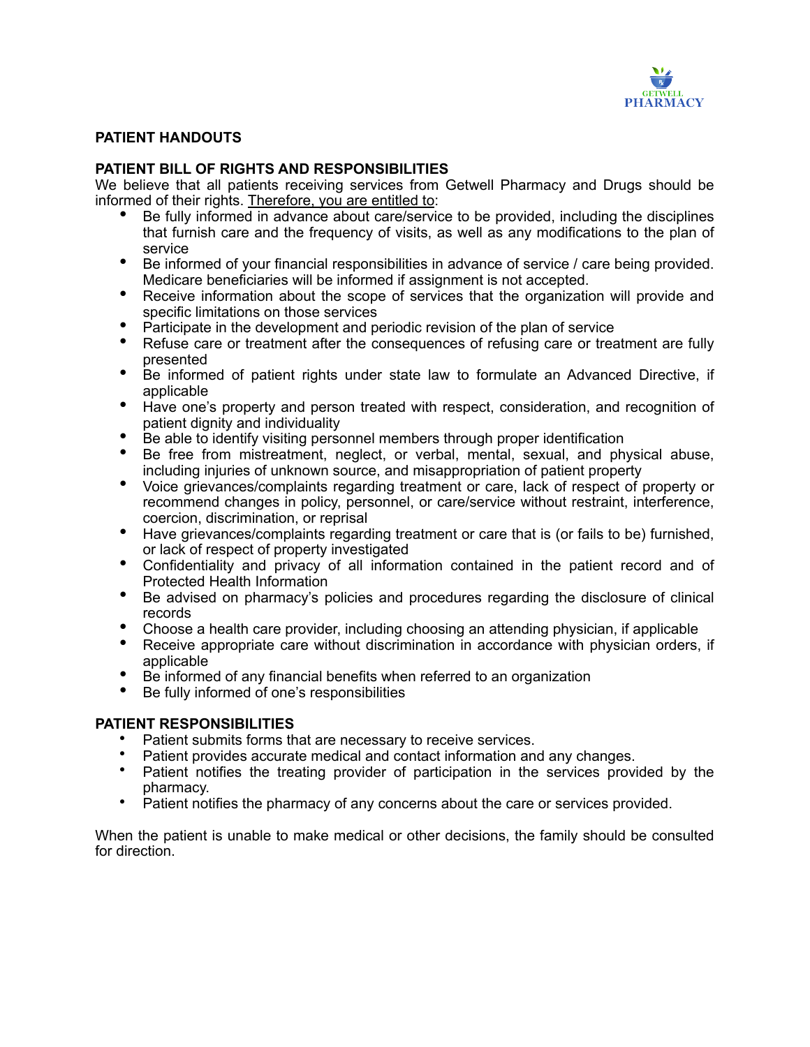## PATIENT HANDOUTS

### PATIENT BILL OF RIGHTS AND RESPONSIBILITIES

We believe that all patients receiving services from Getwell Pharmacy and Drugs should be informed of their rights. Therefore, you are entitled to:

- Be fully informed in advance about care/service to be provided, including the disciplines that furnish care and the frequency of visits, as well as any modifications to the plan of service
- Be informed of your financial responsibilities in advance of service / care being provided. Medicare beneficiaries will be informed if assignment is not accepted.
- Receive information about the scope of services that the organization will provide and specific limitations on those services
- Participate in the development and periodic revision of the plan of service
- Refuse care or treatment after the consequences of refusing care or treatment are fully presented
- Be informed of patient rights under state law to formulate an Advanced Directive, if applicable
- Have one's property and person treated with respect, consideration, and recognition of patient dignity and individuality
- Be able to identify visiting personnel members through proper identification
- Be free from mistreatment, neglect, or verbal, mental, sexual, and physical abuse, including injuries of unknown source, and misappropriation of patient property
- Voice grievances/complaints regarding treatment or care, lack of respect of property or recommend changes in policy, personnel, or care/service without restraint, interference, coercion, discrimination, or reprisal
- Have grievances/complaints regarding treatment or care that is (or fails to be) furnished, or lack of respect of property investigated
- Confidentiality and privacy of all information contained in the patient record and of Protected Health Information
- Be advised on pharmacy's policies and procedures regarding the disclosure of clinical records
- Choose a health care provider, including choosing an attending physician, if applicable
- Receive appropriate care without discrimination in accordance with physician orders, if applicable
- Be informed of any financial benefits when referred to an organization
- Be fully informed of one's responsibilities

### PATIENT RESPONSIBILITIES

- Patient submits forms that are necessary to receive services.
- Patient provides accurate medical and contact information and any changes.
- Patient notifies the treating provider of participation in the services provided by the pharmacy.
- Patient notifies the pharmacy of any concerns about the care or services provided.

When the patient is unable to make medical or other decisions, the family should be consulted for direction.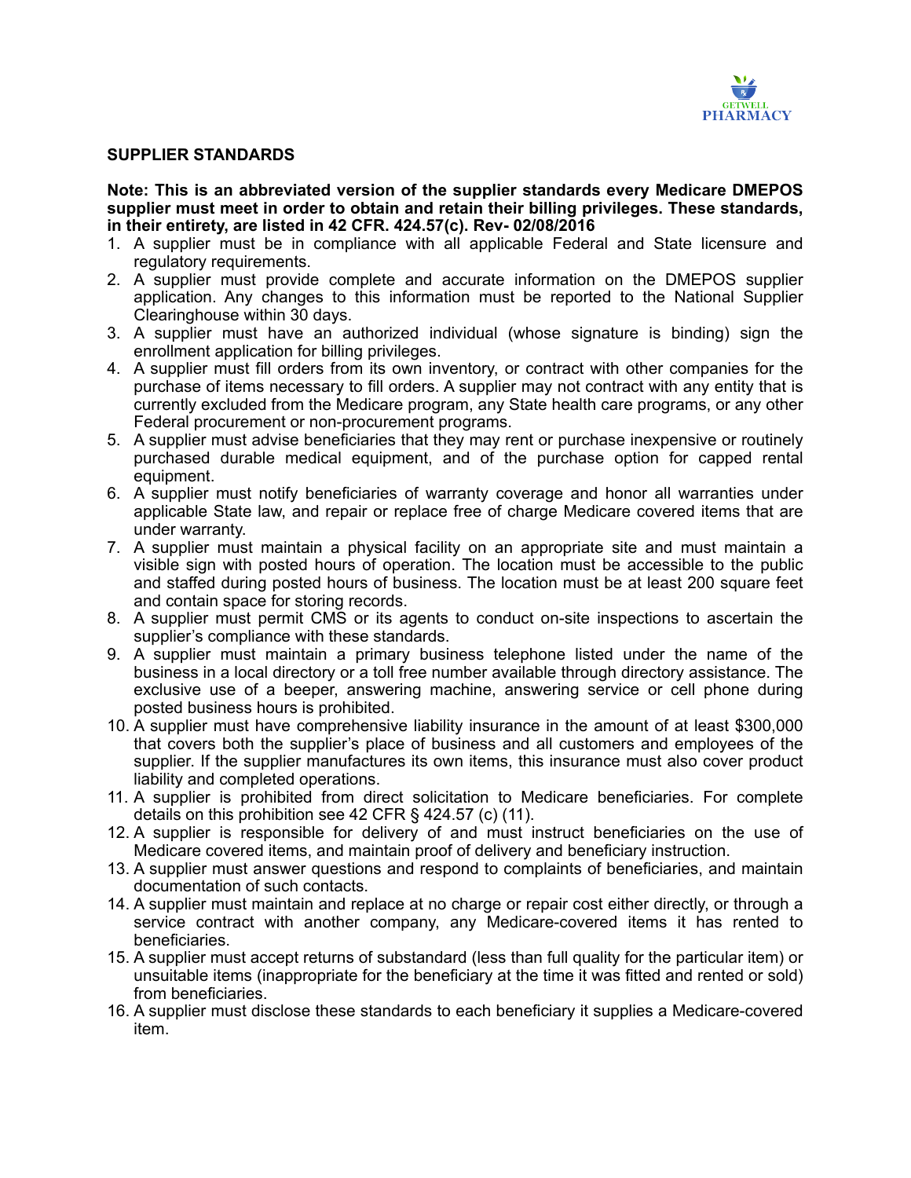## SUPPLIER STANDARDS

**Note: This is an abbreviated version of the supplier standards every Medicare DMEPOS supplier must meet in order to obtain and retain their billing privileges. These standards, in their entirety, are listed in 42 CFR. 424.57(c). Rev- 02/08/2016**

1. A supplier must be in compliance with all applicable Federal and State licensure and regulatory requirements.
2. A supplier must provide complete and accurate information on the DMEPOS supplier application. Any changes to this information must be reported to the National Supplier Clearinghouse within 30 days.
3. A supplier must have an authorized individual (whose signature is binding) sign the enrollment application for billing privileges.
4. A supplier must fill orders from its own inventory, or contract with other companies for the purchase of items necessary to fill orders. A supplier may not contract with any entity that is currently excluded from the Medicare program, any State health care programs, or any other Federal procurement or non-procurement programs.
5. A supplier must advise beneficiaries that they may rent or purchase inexpensive or routinely purchased durable medical equipment, and of the purchase option for capped rental equipment.
6. A supplier must notify beneficiaries of warranty coverage and honor all warranties under applicable State law, and repair or replace free of charge Medicare covered items that are under warranty.
7. A supplier must maintain a physical facility on an appropriate site and must maintain a visible sign with posted hours of operation. The location must be accessible to the public and staffed during posted hours of business. The location must be at least 200 square feet and contain space for storing records.
8. A supplier must permit CMS or its agents to conduct on-site inspections to ascertain the supplier's compliance with these standards.
9. A supplier must maintain a primary business telephone listed under the name of the business in a local directory or a toll free number available through directory assistance. The exclusive use of a beeper, answering machine, answering service or cell phone during posted business hours is prohibited.
10. A supplier must have comprehensive liability insurance in the amount of at least $300,000 that covers both the supplier's place of business and all customers and employees of the supplier. If the supplier manufactures its own items, this insurance must also cover product liability and completed operations.
11. A supplier is prohibited from direct solicitation to Medicare beneficiaries. For complete details on this prohibition see 42 CFR § 424.57 (c) (11).
12. A supplier is responsible for delivery of and must instruct beneficiaries on the use of Medicare covered items, and maintain proof of delivery and beneficiary instruction.
13. A supplier must answer questions and respond to complaints of beneficiaries, and maintain documentation of such contacts.
14. A supplier must maintain and replace at no charge or repair cost either directly, or through a service contract with another company, any Medicare-covered items it has rented to beneficiaries.
15. A supplier must accept returns of substandard (less than full quality for the particular item) or unsuitable items (inappropriate for the beneficiary at the time it was fitted and rented or sold) from beneficiaries.
16. A supplier must disclose these standards to each beneficiary it supplies a Medicare-covered item.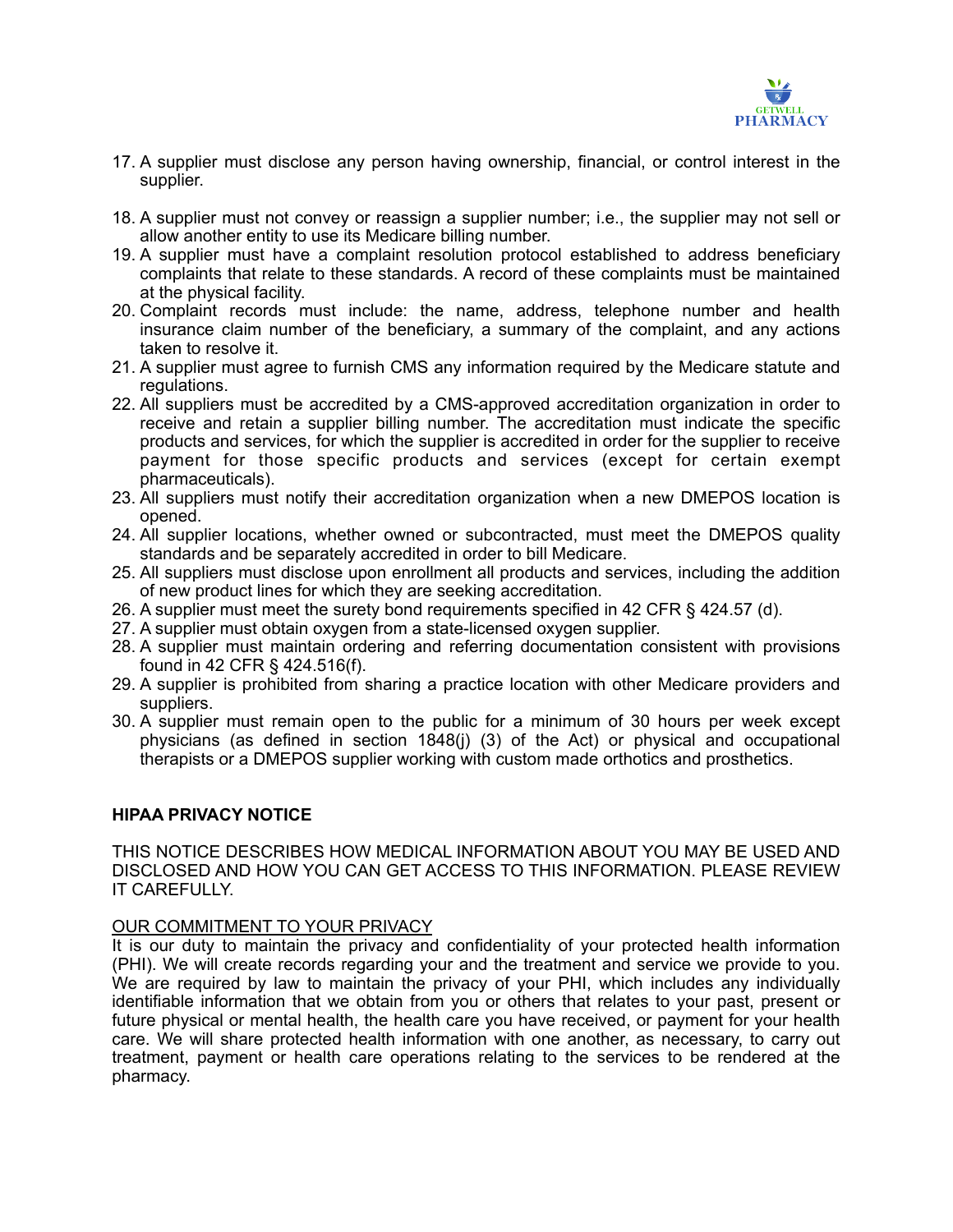17. A supplier must disclose any person having ownership, financial, or control interest in the supplier.
18. A supplier must not convey or reassign a supplier number; i.e., the supplier may not sell or allow another entity to use its Medicare billing number.
19. A supplier must have a complaint resolution protocol established to address beneficiary complaints that relate to these standards. A record of these complaints must be maintained at the physical facility.
20. Complaint records must include: the name, address, telephone number and health insurance claim number of the beneficiary, a summary of the complaint, and any actions taken to resolve it.
21. A supplier must agree to furnish CMS any information required by the Medicare statute and regulations.
22. All suppliers must be accredited by a CMS-approved accreditation organization in order to receive and retain a supplier billing number. The accreditation must indicate the specific products and services, for which the supplier is accredited in order for the supplier to receive payment for those specific products and services (except for certain exempt pharmaceuticals).
23. All suppliers must notify their accreditation organization when a new DMEPOS location is opened.
24. All supplier locations, whether owned or subcontracted, must meet the DMEPOS quality standards and be separately accredited in order to bill Medicare.
25. All suppliers must disclose upon enrollment all products and services, including the addition of new product lines for which they are seeking accreditation.
26. A supplier must meet the surety bond requirements specified in 42 CFR § 424.57 (d).
27. A supplier must obtain oxygen from a state-licensed oxygen supplier.
28. A supplier must maintain ordering and referring documentation consistent with provisions found in 42 CFR § 424.516(f).
29. A supplier is prohibited from sharing a practice location with other Medicare providers and suppliers.
30. A supplier must remain open to the public for a minimum of 30 hours per week except physicians (as defined in section 1848(j) (3) of the Act) or physical and occupational therapists or a DMEPOS supplier working with custom made orthotics and prosthetics.

**HIPAA PRIVACY NOTICE**

THIS NOTICE DESCRIBES HOW MEDICAL INFORMATION ABOUT YOU MAY BE USED AND DISCLOSED AND HOW YOU CAN GET ACCESS TO THIS INFORMATION. PLEASE REVIEW IT CAREFULLY.

<u>OUR COMMITMENT TO YOUR PRIVACY</u>

It is our duty to maintain the privacy and confidentiality of your protected health information (PHI). We will create records regarding your and the treatment and service we provide to you. We are required by law to maintain the privacy of your PHI, which includes any individually identifiable information that we obtain from you or others that relates to your past, present or future physical or mental health, the health care you have received, or payment for your health care. We will share protected health information with one another, as necessary, to carry out treatment, payment or health care operations relating to the services to be rendered at the pharmacy.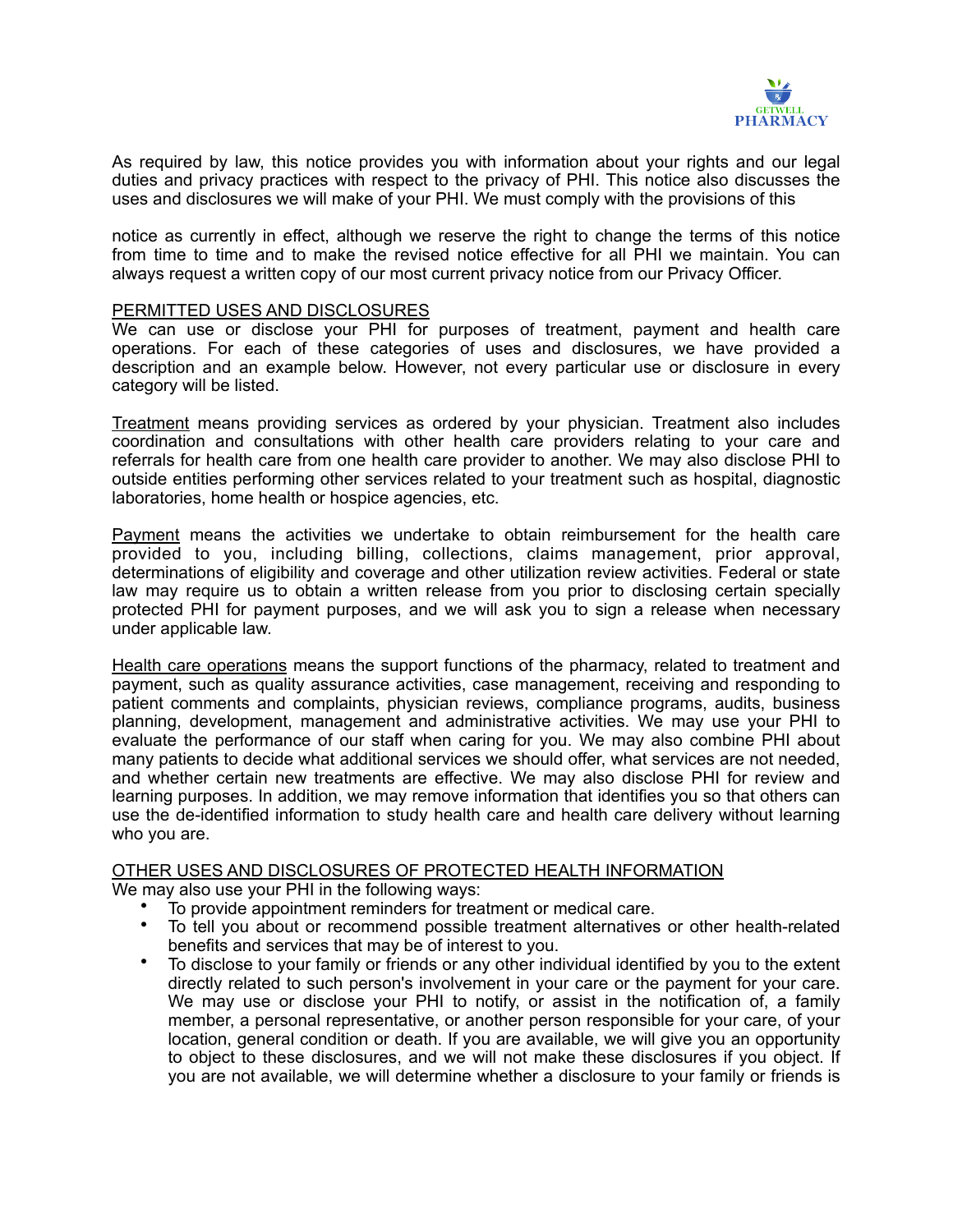As required by law, this notice provides you with information about your rights and our legal duties and privacy practices with respect to the privacy of PHI. This notice also discusses the uses and disclosures we will make of your PHI. We must comply with the provisions of this

notice as currently in effect, although we reserve the right to change the terms of this notice from time to time and to make the revised notice effective for all PHI we maintain. You can always request a written copy of our most current privacy notice from our Privacy Officer.

## PERMITTED USES AND DISCLOSURES

We can use or disclose your PHI for purposes of treatment, payment and health care operations. For each of these categories of uses and disclosures, we have provided a description and an example below. However, not every particular use or disclosure in every category will be listed.

Treatment means providing services as ordered by your physician. Treatment also includes coordination and consultations with other health care providers relating to your care and referrals for health care from one health care provider to another. We may also disclose PHI to outside entities performing other services related to your treatment such as hospital, diagnostic laboratories, home health or hospice agencies, etc.

Payment means the activities we undertake to obtain reimbursement for the health care provided to you, including billing, collections, claims management, prior approval, determinations of eligibility and coverage and other utilization review activities. Federal or state law may require us to obtain a written release from you prior to disclosing certain specially protected PHI for payment purposes, and we will ask you to sign a release when necessary under applicable law.

Health care operations means the support functions of the pharmacy, related to treatment and payment, such as quality assurance activities, case management, receiving and responding to patient comments and complaints, physician reviews, compliance programs, audits, business planning, development, management and administrative activities. We may use your PHI to evaluate the performance of our staff when caring for you. We may also combine PHI about many patients to decide what additional services we should offer, what services are not needed, and whether certain new treatments are effective. We may also disclose PHI for review and learning purposes. In addition, we may remove information that identifies you so that others can use the de-identified information to study health care and health care delivery without learning who you are.

## OTHER USES AND DISCLOSURES OF PROTECTED HEALTH INFORMATION

We may also use your PHI in the following ways:

- To provide appointment reminders for treatment or medical care.
- To tell you about or recommend possible treatment alternatives or other health-related benefits and services that may be of interest to you.
- To disclose to your family or friends or any other individual identified by you to the extent directly related to such person's involvement in your care or the payment for your care. We may use or disclose your PHI to notify, or assist in the notification of, a family member, a personal representative, or another person responsible for your care, of your location, general condition or death. If you are available, we will give you an opportunity to object to these disclosures, and we will not make these disclosures if you object. If you are not available, we will determine whether a disclosure to your family or friends is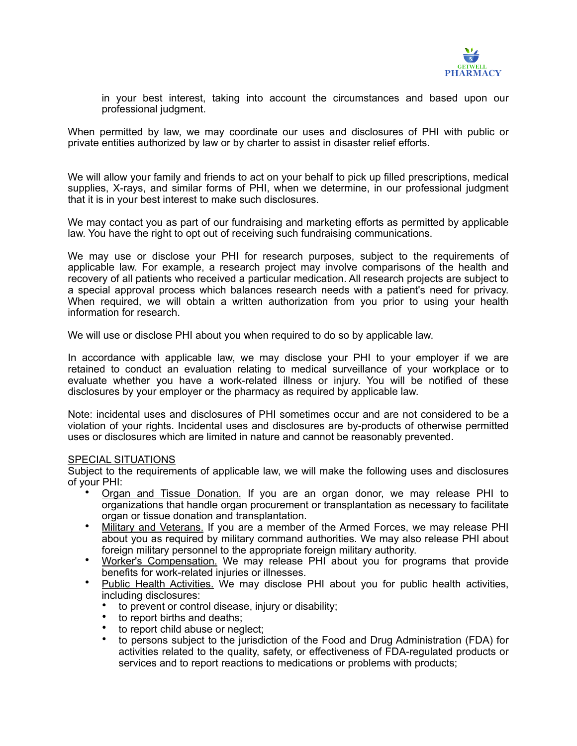in your best interest, taking into account the circumstances and based upon our professional judgment.

When permitted by law, we may coordinate our uses and disclosures of PHI with public or private entities authorized by law or by charter to assist in disaster relief efforts.

We will allow your family and friends to act on your behalf to pick up filled prescriptions, medical supplies, X-rays, and similar forms of PHI, when we determine, in our professional judgment that it is in your best interest to make such disclosures.

We may contact you as part of our fundraising and marketing efforts as permitted by applicable law. You have the right to opt out of receiving such fundraising communications.

We may use or disclose your PHI for research purposes, subject to the requirements of applicable law. For example, a research project may involve comparisons of the health and recovery of all patients who received a particular medication. All research projects are subject to a special approval process which balances research needs with a patient's need for privacy. When required, we will obtain a written authorization from you prior to using your health information for research.

We will use or disclose PHI about you when required to do so by applicable law.

In accordance with applicable law, we may disclose your PHI to your employer if we are retained to conduct an evaluation relating to medical surveillance of your workplace or to evaluate whether you have a work-related illness or injury. You will be notified of these disclosures by your employer or the pharmacy as required by applicable law.

Note: incidental uses and disclosures of PHI sometimes occur and are not considered to be a violation of your rights. Incidental uses and disclosures are by-products of otherwise permitted uses or disclosures which are limited in nature and cannot be reasonably prevented.

<u>SPECIAL SITUATIONS</u>

Subject to the requirements of applicable law, we will make the following uses and disclosures of your PHI:

- <u>Organ and Tissue Donation.</u> If you are an organ donor, we may release PHI to organizations that handle organ procurement or transplantation as necessary to facilitate organ or tissue donation and transplantation.
- <u>Military and Veterans.</u> If you are a member of the Armed Forces, we may release PHI about you as required by military command authorities. We may also release PHI about foreign military personnel to the appropriate foreign military authority.
- <u>Worker's Compensation.</u> We may release PHI about you for programs that provide benefits for work-related injuries or illnesses.
- <u>Public Health Activities.</u> We may disclose PHI about you for public health activities, including disclosures:
  - to prevent or control disease, injury or disability;
  - to report births and deaths;
  - to report child abuse or neglect;
  - to persons subject to the jurisdiction of the Food and Drug Administration (FDA) for activities related to the quality, safety, or effectiveness of FDA-regulated products or services and to report reactions to medications or problems with products;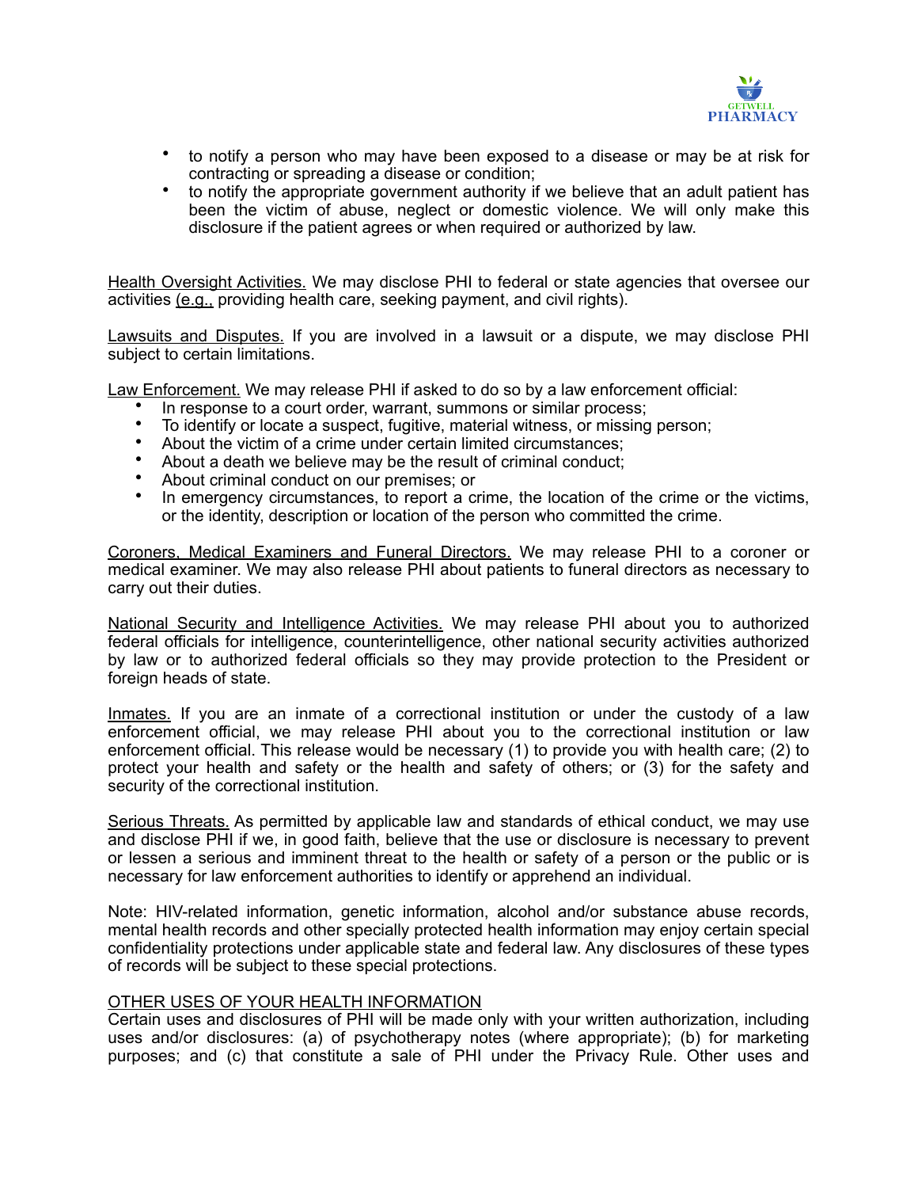- to notify a person who may have been exposed to a disease or may be at risk for contracting or spreading a disease or condition;
- to notify the appropriate government authority if we believe that an adult patient has been the victim of abuse, neglect or domestic violence. We will only make this disclosure if the patient agrees or when required or authorized by law.

<u>Health Oversight Activities.</u> We may disclose PHI to federal or state agencies that oversee our activities <u>(e.g.,</u> providing health care, seeking payment, and civil rights).

<u>Lawsuits and Disputes.</u> If you are involved in a lawsuit or a dispute, we may disclose PHI subject to certain limitations.

<u>Law Enforcement.</u> We may release PHI if asked to do so by a law enforcement official:

- In response to a court order, warrant, summons or similar process;
- To identify or locate a suspect, fugitive, material witness, or missing person;
- About the victim of a crime under certain limited circumstances;
- About a death we believe may be the result of criminal conduct;
- About criminal conduct on our premises; or
- In emergency circumstances, to report a crime, the location of the crime or the victims, or the identity, description or location of the person who committed the crime.

<u>Coroners, Medical Examiners and Funeral Directors.</u> We may release PHI to a coroner or medical examiner. We may also release PHI about patients to funeral directors as necessary to carry out their duties.

<u>National Security and Intelligence Activities.</u> We may release PHI about you to authorized federal officials for intelligence, counterintelligence, other national security activities authorized by law or to authorized federal officials so they may provide protection to the President or foreign heads of state.

<u>Inmates.</u> If you are an inmate of a correctional institution or under the custody of a law enforcement official, we may release PHI about you to the correctional institution or law enforcement official. This release would be necessary (1) to provide you with health care; (2) to protect your health and safety or the health and safety of others; or (3) for the safety and security of the correctional institution.

<u>Serious Threats.</u> As permitted by applicable law and standards of ethical conduct, we may use and disclose PHI if we, in good faith, believe that the use or disclosure is necessary to prevent or lessen a serious and imminent threat to the health or safety of a person or the public or is necessary for law enforcement authorities to identify or apprehend an individual.

Note: HIV-related information, genetic information, alcohol and/or substance abuse records, mental health records and other specially protected health information may enjoy certain special confidentiality protections under applicable state and federal law. Any disclosures of these types of records will be subject to these special protections.

<u>OTHER USES OF YOUR HEALTH INFORMATION</u>

Certain uses and disclosures of PHI will be made only with your written authorization, including uses and/or disclosures: (a) of psychotherapy notes (where appropriate); (b) for marketing purposes; and (c) that constitute a sale of PHI under the Privacy Rule. Other uses and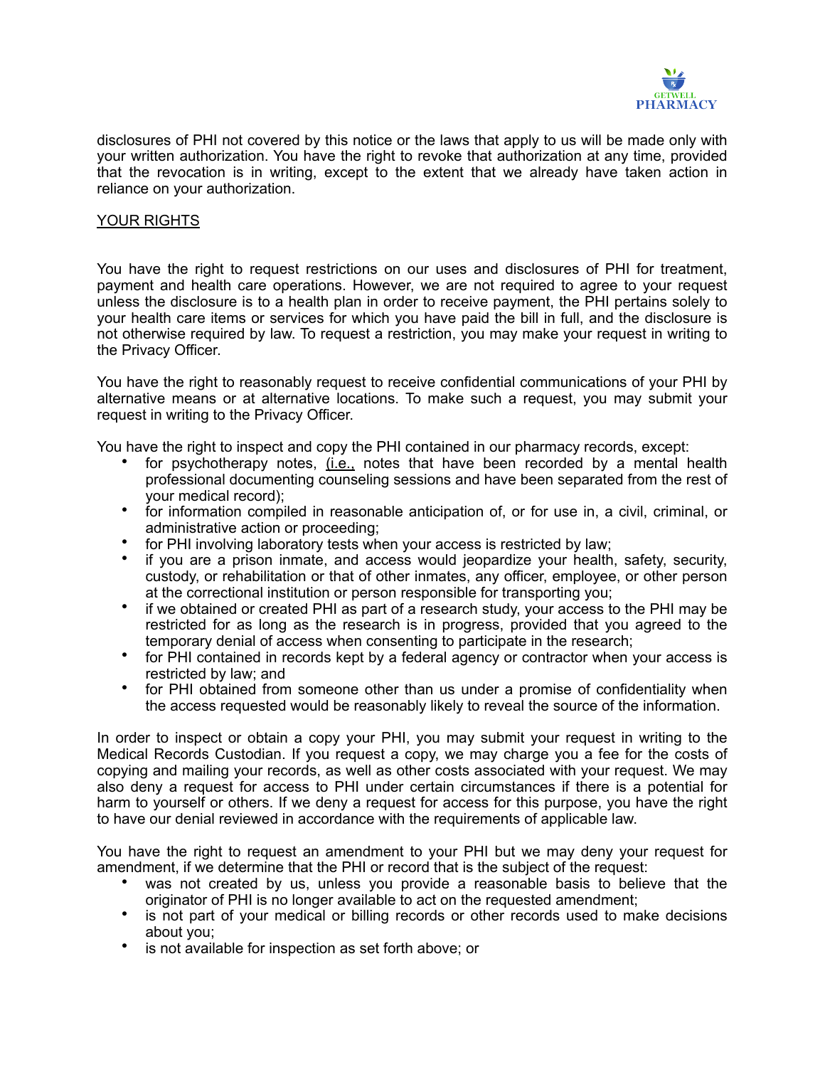disclosures of PHI not covered by this notice or the laws that apply to us will be made only with your written authorization. You have the right to revoke that authorization at any time, provided that the revocation is in writing, except to the extent that we already have taken action in reliance on your authorization.

## YOUR RIGHTS

You have the right to request restrictions on our uses and disclosures of PHI for treatment, payment and health care operations. However, we are not required to agree to your request unless the disclosure is to a health plan in order to receive payment, the PHI pertains solely to your health care items or services for which you have paid the bill in full, and the disclosure is not otherwise required by law. To request a restriction, you may make your request in writing to the Privacy Officer.

You have the right to reasonably request to receive confidential communications of your PHI by alternative means or at alternative locations. To make such a request, you may submit your request in writing to the Privacy Officer.

You have the right to inspect and copy the PHI contained in our pharmacy records, except:

- for psychotherapy notes, (i.e., notes that have been recorded by a mental health professional documenting counseling sessions and have been separated from the rest of your medical record);
- for information compiled in reasonable anticipation of, or for use in, a civil, criminal, or administrative action or proceeding;
- for PHI involving laboratory tests when your access is restricted by law;
- if you are a prison inmate, and access would jeopardize your health, safety, security, custody, or rehabilitation or that of other inmates, any officer, employee, or other person at the correctional institution or person responsible for transporting you;
- if we obtained or created PHI as part of a research study, your access to the PHI may be restricted for as long as the research is in progress, provided that you agreed to the temporary denial of access when consenting to participate in the research;
- for PHI contained in records kept by a federal agency or contractor when your access is restricted by law; and
- for PHI obtained from someone other than us under a promise of confidentiality when the access requested would be reasonably likely to reveal the source of the information.

In order to inspect or obtain a copy your PHI, you may submit your request in writing to the Medical Records Custodian. If you request a copy, we may charge you a fee for the costs of copying and mailing your records, as well as other costs associated with your request. We may also deny a request for access to PHI under certain circumstances if there is a potential for harm to yourself or others. If we deny a request for access for this purpose, you have the right to have our denial reviewed in accordance with the requirements of applicable law.

You have the right to request an amendment to your PHI but we may deny your request for amendment, if we determine that the PHI or record that is the subject of the request:

- was not created by us, unless you provide a reasonable basis to believe that the originator of PHI is no longer available to act on the requested amendment;
- is not part of your medical or billing records or other records used to make decisions about you;
- is not available for inspection as set forth above; or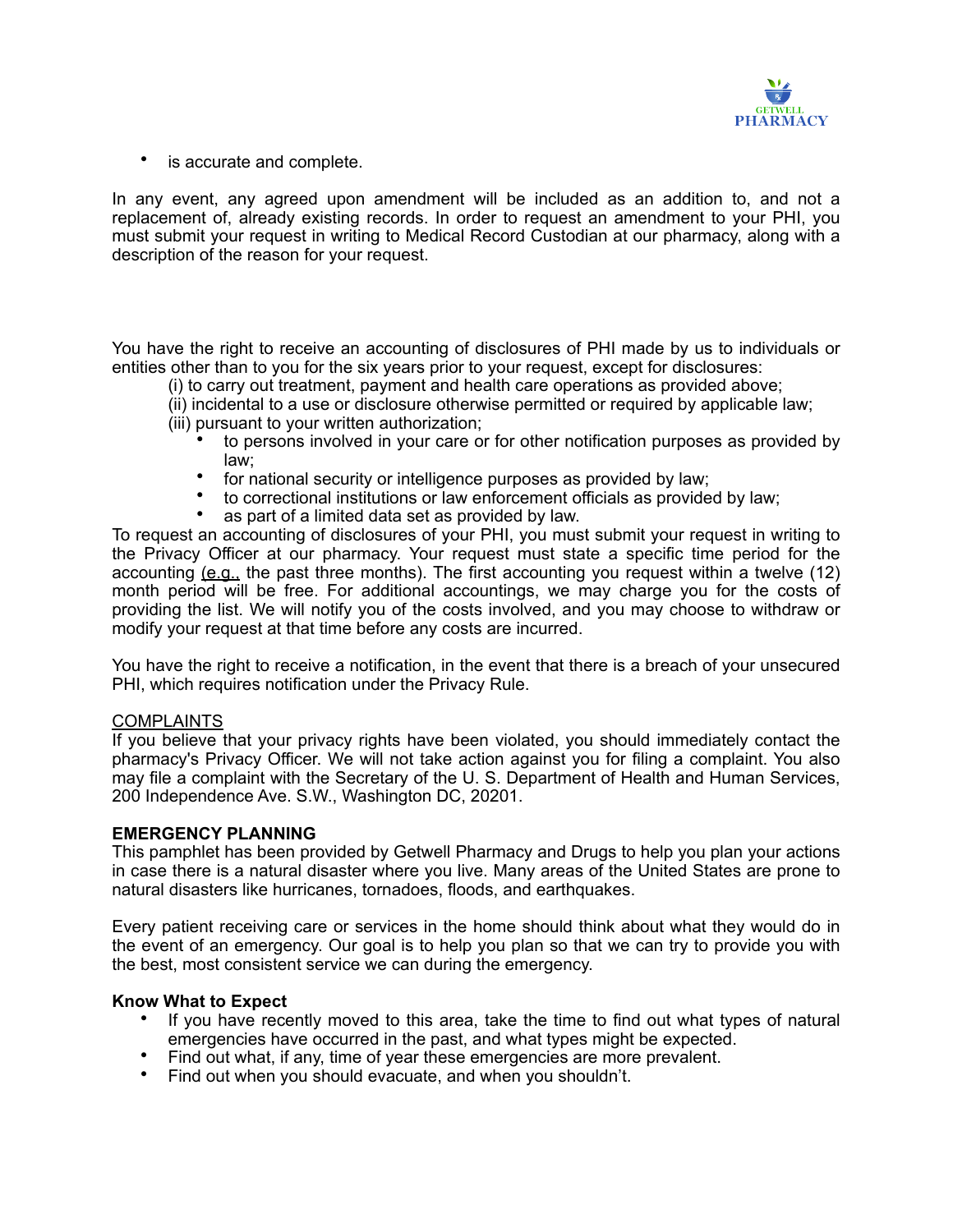- is accurate and complete.

In any event, any agreed upon amendment will be included as an addition to, and not a replacement of, already existing records. In order to request an amendment to your PHI, you must submit your request in writing to Medical Record Custodian at our pharmacy, along with a description of the reason for your request.

You have the right to receive an accounting of disclosures of PHI made by us to individuals or entities other than to you for the six years prior to your request, except for disclosures:

(i) to carry out treatment, payment and health care operations as provided above;
(ii) incidental to a use or disclosure otherwise permitted or required by applicable law;
(iii) pursuant to your written authorization;

- to persons involved in your care or for other notification purposes as provided by law;
- for national security or intelligence purposes as provided by law;
- to correctional institutions or law enforcement officials as provided by law;
- as part of a limited data set as provided by law.

To request an accounting of disclosures of your PHI, you must submit your request in writing to the Privacy Officer at our pharmacy. Your request must state a specific time period for the accounting (e.g., the past three months). The first accounting you request within a twelve (12) month period will be free. For additional accountings, we may charge you for the costs of providing the list. We will notify you of the costs involved, and you may choose to withdraw or modify your request at that time before any costs are incurred.

You have the right to receive a notification, in the event that there is a breach of your unsecured PHI, which requires notification under the Privacy Rule.

COMPLAINTS

If you believe that your privacy rights have been violated, you should immediately contact the pharmacy's Privacy Officer. We will not take action against you for filing a complaint. You also may file a complaint with the Secretary of the U. S. Department of Health and Human Services, 200 Independence Ave. S.W., Washington DC, 20201.

**EMERGENCY PLANNING**

This pamphlet has been provided by Getwell Pharmacy and Drugs to help you plan your actions in case there is a natural disaster where you live. Many areas of the United States are prone to natural disasters like hurricanes, tornadoes, floods, and earthquakes.

Every patient receiving care or services in the home should think about what they would do in the event of an emergency. Our goal is to help you plan so that we can try to provide you with the best, most consistent service we can during the emergency.

**Know What to Expect**

- If you have recently moved to this area, take the time to find out what types of natural emergencies have occurred in the past, and what types might be expected.
- Find out what, if any, time of year these emergencies are more prevalent.
- Find out when you should evacuate, and when you shouldn't.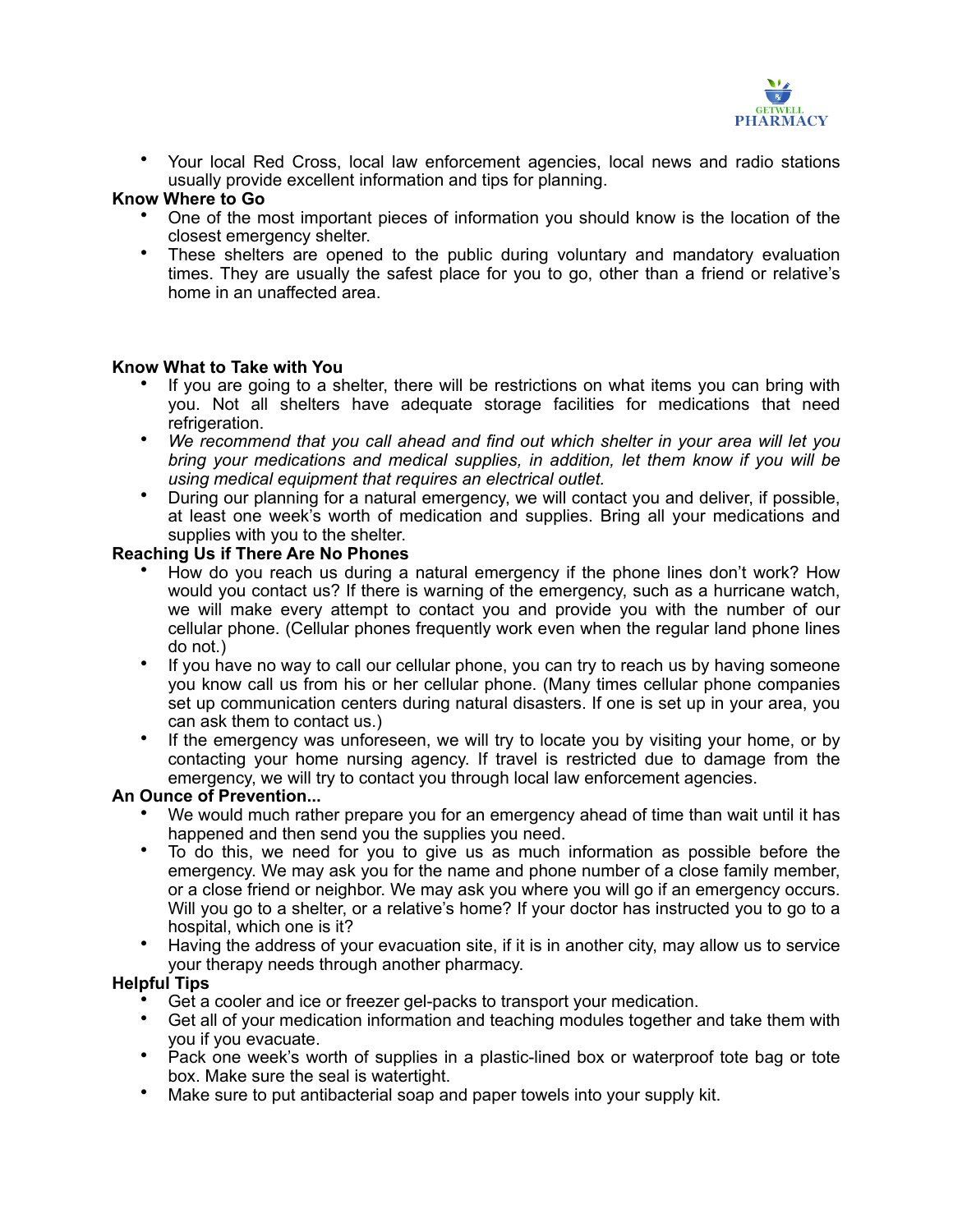- Your local Red Cross, local law enforcement agencies, local news and radio stations usually provide excellent information and tips for planning.

**Know Where to Go**

- One of the most important pieces of information you should know is the location of the closest emergency shelter.
- These shelters are opened to the public during voluntary and mandatory evaluation times. They are usually the safest place for you to go, other than a friend or relative's home in an unaffected area.

**Know What to Take with You**

- If you are going to a shelter, there will be restrictions on what items you can bring with you. Not all shelters have adequate storage facilities for medications that need refrigeration.
- *We recommend that you call ahead and find out which shelter in your area will let you bring your medications and medical supplies, in addition, let them know if you will be using medical equipment that requires an electrical outlet.*
- During our planning for a natural emergency, we will contact you and deliver, if possible, at least one week's worth of medication and supplies. Bring all your medications and supplies with you to the shelter.

**Reaching Us if There Are No Phones**

- How do you reach us during a natural emergency if the phone lines don't work? How would you contact us? If there is warning of the emergency, such as a hurricane watch, we will make every attempt to contact you and provide you with the number of our cellular phone. (Cellular phones frequently work even when the regular land phone lines do not.)
- If you have no way to call our cellular phone, you can try to reach us by having someone you know call us from his or her cellular phone. (Many times cellular phone companies set up communication centers during natural disasters. If one is set up in your area, you can ask them to contact us.)
- If the emergency was unforeseen, we will try to locate you by visiting your home, or by contacting your home nursing agency. If travel is restricted due to damage from the emergency, we will try to contact you through local law enforcement agencies.

**An Ounce of Prevention...**

- We would much rather prepare you for an emergency ahead of time than wait until it has happened and then send you the supplies you need.
- To do this, we need for you to give us as much information as possible before the emergency. We may ask you for the name and phone number of a close family member, or a close friend or neighbor. We may ask you where you will go if an emergency occurs. Will you go to a shelter, or a relative's home? If your doctor has instructed you to go to a hospital, which one is it?
- Having the address of your evacuation site, if it is in another city, may allow us to service your therapy needs through another pharmacy.

**Helpful Tips**

- Get a cooler and ice or freezer gel-packs to transport your medication.
- Get all of your medication information and teaching modules together and take them with you if you evacuate.
- Pack one week's worth of supplies in a plastic-lined box or waterproof tote bag or tote box. Make sure the seal is watertight.
- Make sure to put antibacterial soap and paper towels into your supply kit.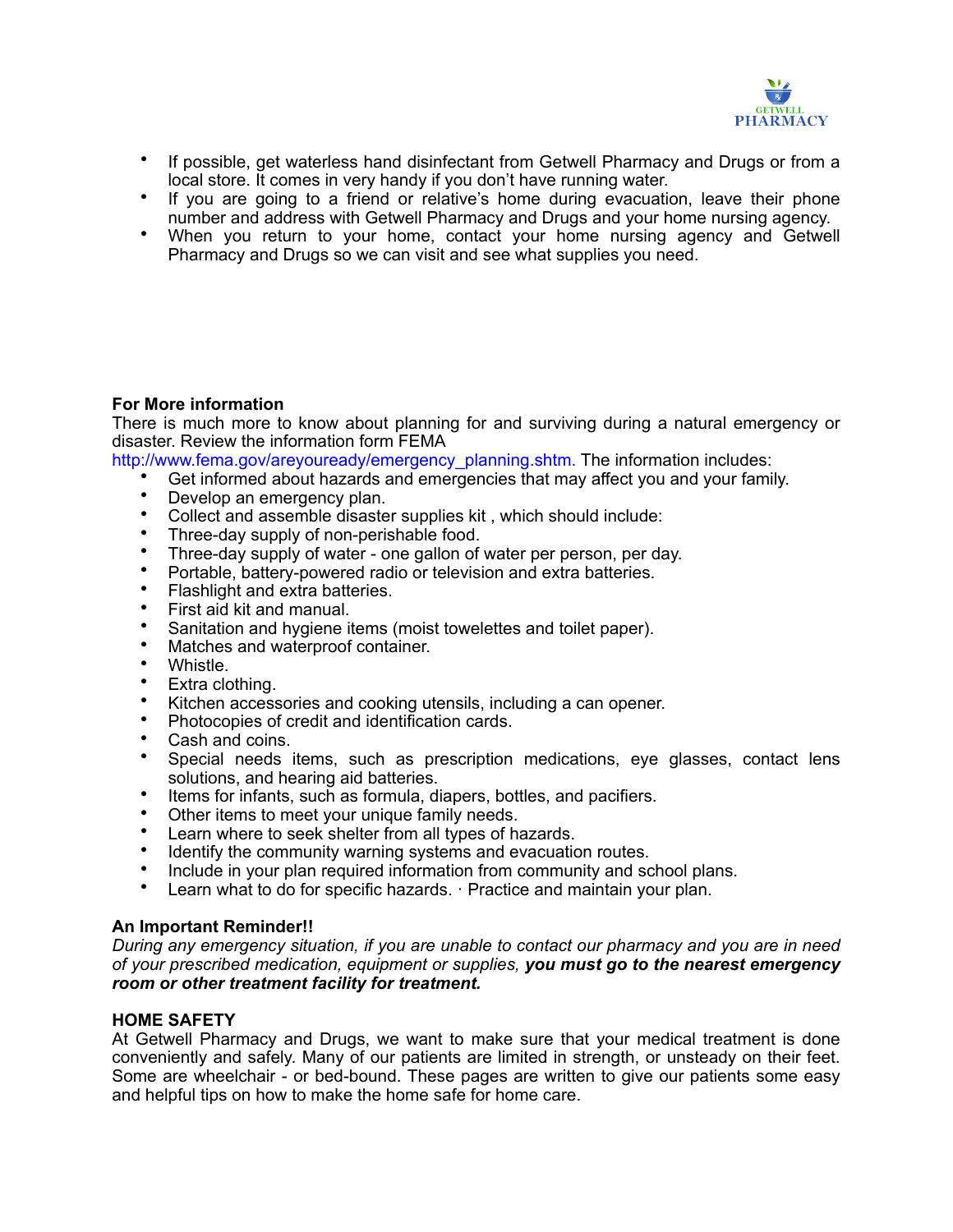- If possible, get waterless hand disinfectant from Getwell Pharmacy and Drugs or from a local store. It comes in very handy if you don't have running water.
- If you are going to a friend or relative's home during evacuation, leave their phone number and address with Getwell Pharmacy and Drugs and your home nursing agency.
- When you return to your home, contact your home nursing agency and Getwell Pharmacy and Drugs so we can visit and see what supplies you need.

**For More information**

There is much more to know about planning for and surviving during a natural emergency or disaster. Review the information form FEMA http://www.fema.gov/areyouready/emergency_planning.shtm. The information includes:

- Get informed about hazards and emergencies that may affect you and your family.
- Develop an emergency plan.
- Collect and assemble disaster supplies kit , which should include:
- Three-day supply of non-perishable food.
- Three-day supply of water - one gallon of water per person, per day.
- Portable, battery-powered radio or television and extra batteries.
- Flashlight and extra batteries.
- First aid kit and manual.
- Sanitation and hygiene items (moist towelettes and toilet paper).
- Matches and waterproof container.
- Whistle.
- Extra clothing.
- Kitchen accessories and cooking utensils, including a can opener.
- Photocopies of credit and identification cards.
- Cash and coins.
- Special needs items, such as prescription medications, eye glasses, contact lens solutions, and hearing aid batteries.
- Items for infants, such as formula, diapers, bottles, and pacifiers.
- Other items to meet your unique family needs.
- Learn where to seek shelter from all types of hazards.
- Identify the community warning systems and evacuation routes.
- Include in your plan required information from community and school plans.
- Learn what to do for specific hazards. · Practice and maintain your plan.

**An Important Reminder!!**

*During any emergency situation, if you are unable to contact our pharmacy and you are in need of your prescribed medication, equipment or supplies,* ***you must go to the nearest emergency room or other treatment facility for treatment.***

**HOME SAFETY**

At Getwell Pharmacy and Drugs, we want to make sure that your medical treatment is done conveniently and safely. Many of our patients are limited in strength, or unsteady on their feet. Some are wheelchair - or bed-bound. These pages are written to give our patients some easy and helpful tips on how to make the home safe for home care.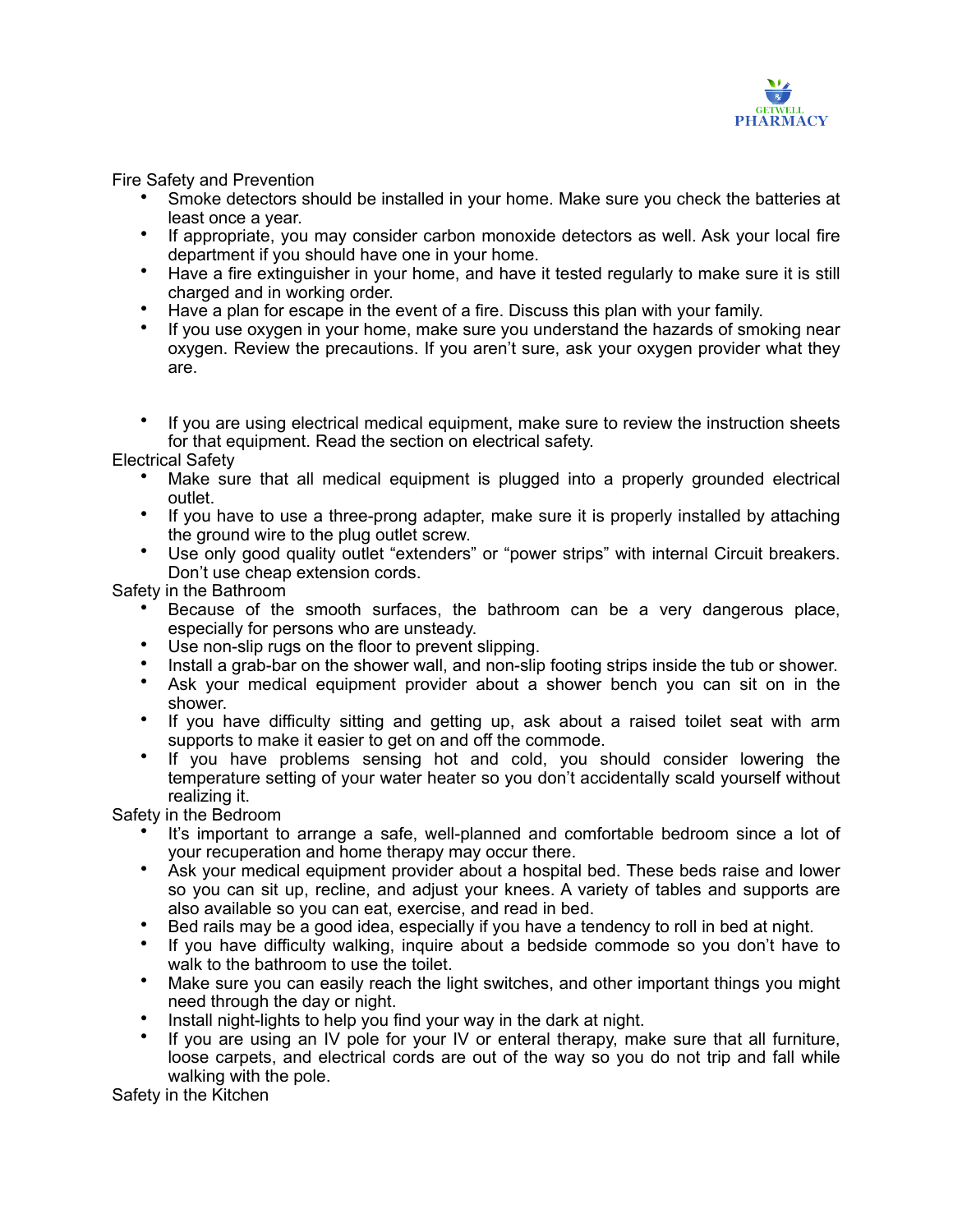## Fire Safety and Prevention

- Smoke detectors should be installed in your home. Make sure you check the batteries at least once a year.
- If appropriate, you may consider carbon monoxide detectors as well. Ask your local fire department if you should have one in your home.
- Have a fire extinguisher in your home, and have it tested regularly to make sure it is still charged and in working order.
- Have a plan for escape in the event of a fire. Discuss this plan with your family.
- If you use oxygen in your home, make sure you understand the hazards of smoking near oxygen. Review the precautions. If you aren't sure, ask your oxygen provider what they are.

- If you are using electrical medical equipment, make sure to review the instruction sheets for that equipment. Read the section on electrical safety.

## Electrical Safety

- Make sure that all medical equipment is plugged into a properly grounded electrical outlet.
- If you have to use a three-prong adapter, make sure it is properly installed by attaching the ground wire to the plug outlet screw.
- Use only good quality outlet "extenders" or "power strips" with internal Circuit breakers. Don't use cheap extension cords.

## Safety in the Bathroom

- Because of the smooth surfaces, the bathroom can be a very dangerous place, especially for persons who are unsteady.
- Use non-slip rugs on the floor to prevent slipping.
- Install a grab-bar on the shower wall, and non-slip footing strips inside the tub or shower.
- Ask your medical equipment provider about a shower bench you can sit on in the shower.
- If you have difficulty sitting and getting up, ask about a raised toilet seat with arm supports to make it easier to get on and off the commode.
- If you have problems sensing hot and cold, you should consider lowering the temperature setting of your water heater so you don't accidentally scald yourself without realizing it.

## Safety in the Bedroom

- It's important to arrange a safe, well-planned and comfortable bedroom since a lot of your recuperation and home therapy may occur there.
- Ask your medical equipment provider about a hospital bed. These beds raise and lower so you can sit up, recline, and adjust your knees. A variety of tables and supports are also available so you can eat, exercise, and read in bed.
- Bed rails may be a good idea, especially if you have a tendency to roll in bed at night.
- If you have difficulty walking, inquire about a bedside commode so you don't have to walk to the bathroom to use the toilet.
- Make sure you can easily reach the light switches, and other important things you might need through the day or night.
- Install night-lights to help you find your way in the dark at night.
- If you are using an IV pole for your IV or enteral therapy, make sure that all furniture, loose carpets, and electrical cords are out of the way so you do not trip and fall while walking with the pole.

## Safety in the Kitchen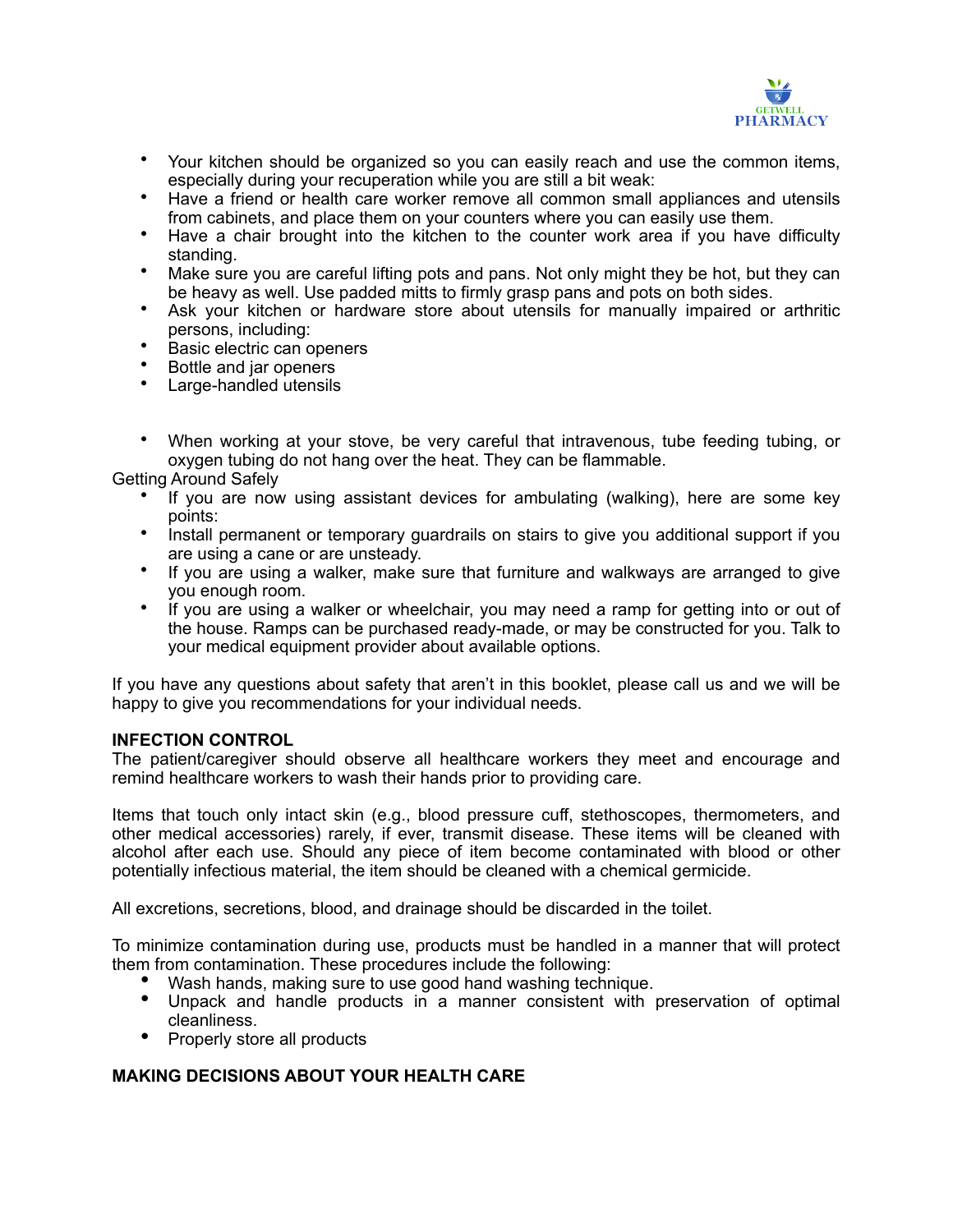- Your kitchen should be organized so you can easily reach and use the common items, especially during your recuperation while you are still a bit weak:
- Have a friend or health care worker remove all common small appliances and utensils from cabinets, and place them on your counters where you can easily use them.
- Have a chair brought into the kitchen to the counter work area if you have difficulty standing.
- Make sure you are careful lifting pots and pans. Not only might they be hot, but they can be heavy as well. Use padded mitts to firmly grasp pans and pots on both sides.
- Ask your kitchen or hardware store about utensils for manually impaired or arthritic persons, including:
- Basic electric can openers
- Bottle and jar openers
- Large-handled utensils

- When working at your stove, be very careful that intravenous, tube feeding tubing, or oxygen tubing do not hang over the heat. They can be flammable.

Getting Around Safely

- If you are now using assistant devices for ambulating (walking), here are some key points:
- Install permanent or temporary guardrails on stairs to give you additional support if you are using a cane or are unsteady.
- If you are using a walker, make sure that furniture and walkways are arranged to give you enough room.
- If you are using a walker or wheelchair, you may need a ramp for getting into or out of the house. Ramps can be purchased ready-made, or may be constructed for you. Talk to your medical equipment provider about available options.

If you have any questions about safety that aren't in this booklet, please call us and we will be happy to give you recommendations for your individual needs.

**INFECTION CONTROL**

The patient/caregiver should observe all healthcare workers they meet and encourage and remind healthcare workers to wash their hands prior to providing care.

Items that touch only intact skin (e.g., blood pressure cuff, stethoscopes, thermometers, and other medical accessories) rarely, if ever, transmit disease. These items will be cleaned with alcohol after each use. Should any piece of item become contaminated with blood or other potentially infectious material, the item should be cleaned with a chemical germicide.

All excretions, secretions, blood, and drainage should be discarded in the toilet.

To minimize contamination during use, products must be handled in a manner that will protect them from contamination. These procedures include the following:

- Wash hands, making sure to use good hand washing technique.
- Unpack and handle products in a manner consistent with preservation of optimal cleanliness.
- Properly store all products

**MAKING DECISIONS ABOUT YOUR HEALTH CARE**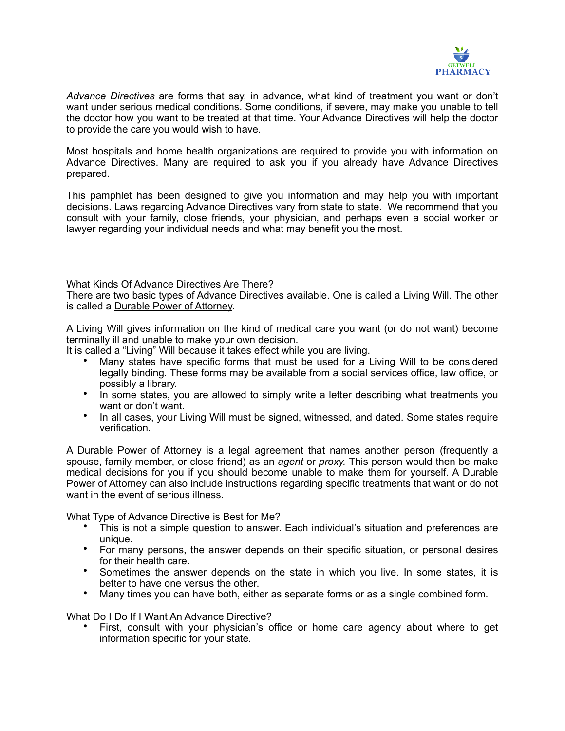*Advance Directives* are forms that say, in advance, what kind of treatment you want or don't want under serious medical conditions. Some conditions, if severe, may make you unable to tell the doctor how you want to be treated at that time. Your Advance Directives will help the doctor to provide the care you would wish to have.

Most hospitals and home health organizations are required to provide you with information on Advance Directives. Many are required to ask you if you already have Advance Directives prepared.

This pamphlet has been designed to give you information and may help you with important decisions. Laws regarding Advance Directives vary from state to state. We recommend that you consult with your family, close friends, your physician, and perhaps even a social worker or lawyer regarding your individual needs and what may benefit you the most.

What Kinds Of Advance Directives Are There?
There are two basic types of Advance Directives available. One is called a <u>Living Will</u>. The other is called a <u>Durable Power of Attorney</u>.

A <u>Living Will</u> gives information on the kind of medical care you want (or do not want) become terminally ill and unable to make your own decision.
It is called a "Living" Will because it takes effect while you are living.

- Many states have specific forms that must be used for a Living Will to be considered legally binding. These forms may be available from a social services office, law office, or possibly a library.
- In some states, you are allowed to simply write a letter describing what treatments you want or don't want.
- In all cases, your Living Will must be signed, witnessed, and dated. Some states require verification.

A <u>Durable Power of Attorney</u> is a legal agreement that names another person (frequently a spouse, family member, or close friend) as an *agent* or *proxy.* This person would then be make medical decisions for you if you should become unable to make them for yourself. A Durable Power of Attorney can also include instructions regarding specific treatments that want or do not want in the event of serious illness.

What Type of Advance Directive is Best for Me?

- This is not a simple question to answer. Each individual's situation and preferences are unique.
- For many persons, the answer depends on their specific situation, or personal desires for their health care.
- Sometimes the answer depends on the state in which you live. In some states, it is better to have one versus the other.
- Many times you can have both, either as separate forms or as a single combined form.

What Do I Do If I Want An Advance Directive?

- First, consult with your physician's office or home care agency about where to get information specific for your state.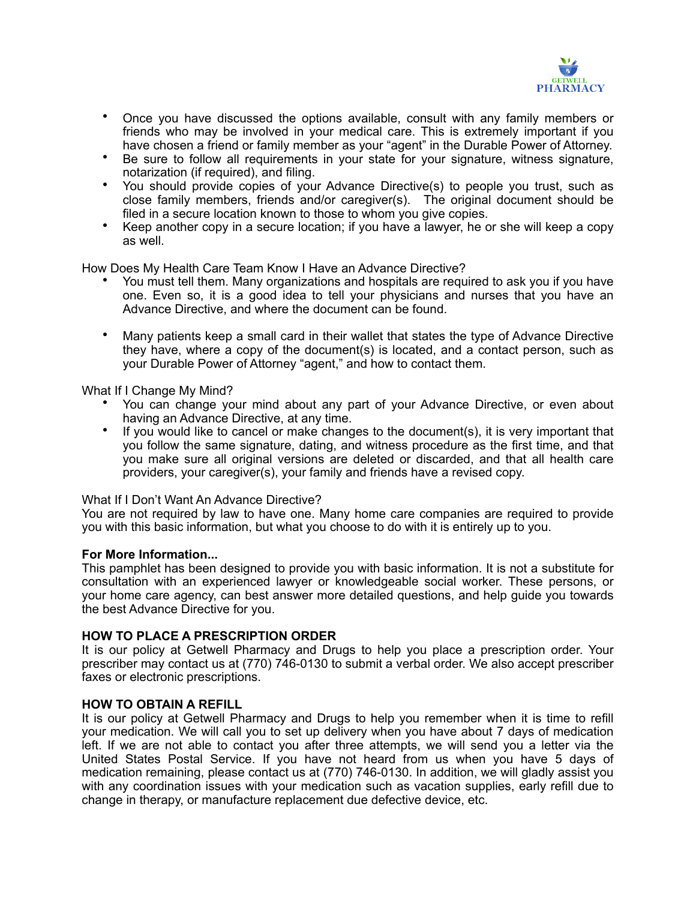- Once you have discussed the options available, consult with any family members or friends who may be involved in your medical care. This is extremely important if you have chosen a friend or family member as your "agent" in the Durable Power of Attorney.
- Be sure to follow all requirements in your state for your signature, witness signature, notarization (if required), and filing.
- You should provide copies of your Advance Directive(s) to people you trust, such as close family members, friends and/or caregiver(s). The original document should be filed in a secure location known to those to whom you give copies.
- Keep another copy in a secure location; if you have a lawyer, he or she will keep a copy as well.

How Does My Health Care Team Know I Have an Advance Directive?

- You must tell them. Many organizations and hospitals are required to ask you if you have one. Even so, it is a good idea to tell your physicians and nurses that you have an Advance Directive, and where the document can be found.
- Many patients keep a small card in their wallet that states the type of Advance Directive they have, where a copy of the document(s) is located, and a contact person, such as your Durable Power of Attorney "agent," and how to contact them.

What If I Change My Mind?

- You can change your mind about any part of your Advance Directive, or even about having an Advance Directive, at any time.
- If you would like to cancel or make changes to the document(s), it is very important that you follow the same signature, dating, and witness procedure as the first time, and that you make sure all original versions are deleted or discarded, and that all health care providers, your caregiver(s), your family and friends have a revised copy.

What If I Don't Want An Advance Directive?

You are not required by law to have one. Many home care companies are required to provide you with this basic information, but what you choose to do with it is entirely up to you.

**For More Information...**

This pamphlet has been designed to provide you with basic information. It is not a substitute for consultation with an experienced lawyer or knowledgeable social worker. These persons, or your home care agency, can best answer more detailed questions, and help guide you towards the best Advance Directive for you.

**HOW TO PLACE A PRESCRIPTION ORDER**

It is our policy at Getwell Pharmacy and Drugs to help you place a prescription order. Your prescriber may contact us at (770) 746-0130 to submit a verbal order. We also accept prescriber faxes or electronic prescriptions.

**HOW TO OBTAIN A REFILL**

It is our policy at Getwell Pharmacy and Drugs to help you remember when it is time to refill your medication. We will call you to set up delivery when you have about 7 days of medication left. If we are not able to contact you after three attempts, we will send you a letter via the United States Postal Service. If you have not heard from us when you have 5 days of medication remaining, please contact us at (770) 746-0130. In addition, we will gladly assist you with any coordination issues with your medication such as vacation supplies, early refill due to change in therapy, or manufacture replacement due defective device, etc.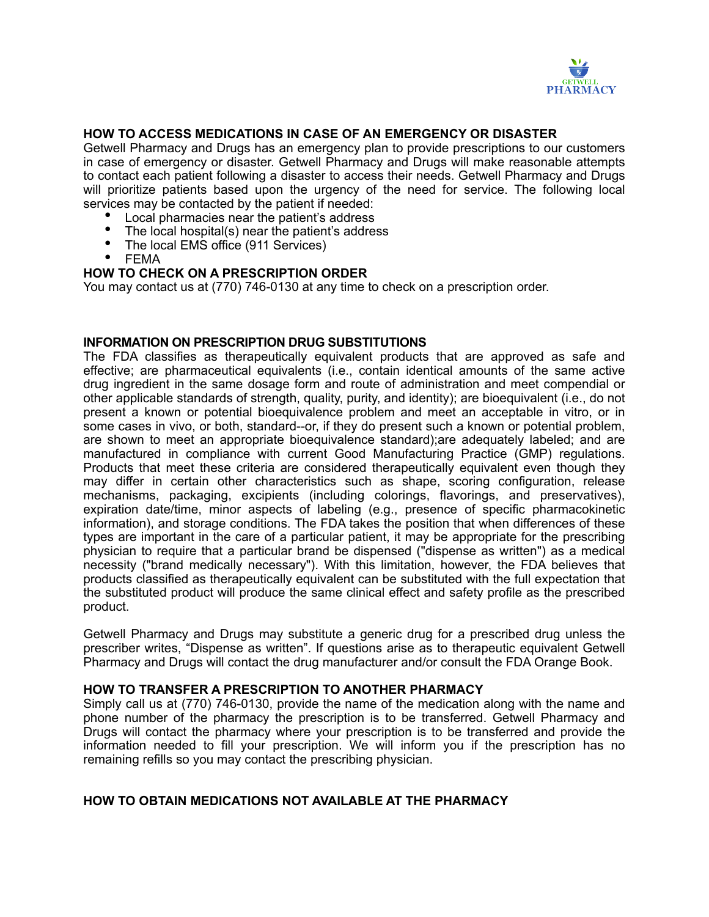## HOW TO ACCESS MEDICATIONS IN CASE OF AN EMERGENCY OR DISASTER

Getwell Pharmacy and Drugs has an emergency plan to provide prescriptions to our customers in case of emergency or disaster. Getwell Pharmacy and Drugs will make reasonable attempts to contact each patient following a disaster to access their needs. Getwell Pharmacy and Drugs will prioritize patients based upon the urgency of the need for service. The following local services may be contacted by the patient if needed:

- Local pharmacies near the patient's address
- The local hospital(s) near the patient's address
- The local EMS office (911 Services)
- FEMA

## HOW TO CHECK ON A PRESCRIPTION ORDER

You may contact us at (770) 746-0130 at any time to check on a prescription order.

## INFORMATION ON PRESCRIPTION DRUG SUBSTITUTIONS

The FDA classifies as therapeutically equivalent products that are approved as safe and effective; are pharmaceutical equivalents (i.e., contain identical amounts of the same active drug ingredient in the same dosage form and route of administration and meet compendial or other applicable standards of strength, quality, purity, and identity); are bioequivalent (i.e., do not present a known or potential bioequivalence problem and meet an acceptable in vitro, or in some cases in vivo, or both, standard--or, if they do present such a known or potential problem, are shown to meet an appropriate bioequivalence standard);are adequately labeled; and are manufactured in compliance with current Good Manufacturing Practice (GMP) regulations. Products that meet these criteria are considered therapeutically equivalent even though they may differ in certain other characteristics such as shape, scoring configuration, release mechanisms, packaging, excipients (including colorings, flavorings, and preservatives), expiration date/time, minor aspects of labeling (e.g., presence of specific pharmacokinetic information), and storage conditions. The FDA takes the position that when differences of these types are important in the care of a particular patient, it may be appropriate for the prescribing physician to require that a particular brand be dispensed ("dispense as written") as a medical necessity ("brand medically necessary"). With this limitation, however, the FDA believes that products classified as therapeutically equivalent can be substituted with the full expectation that the substituted product will produce the same clinical effect and safety profile as the prescribed product.

Getwell Pharmacy and Drugs may substitute a generic drug for a prescribed drug unless the prescriber writes, "Dispense as written". If questions arise as to therapeutic equivalent Getwell Pharmacy and Drugs will contact the drug manufacturer and/or consult the FDA Orange Book.

## HOW TO TRANSFER A PRESCRIPTION TO ANOTHER PHARMACY

Simply call us at (770) 746-0130, provide the name of the medication along with the name and phone number of the pharmacy the prescription is to be transferred. Getwell Pharmacy and Drugs will contact the pharmacy where your prescription is to be transferred and provide the information needed to fill your prescription. We will inform you if the prescription has no remaining refills so you may contact the prescribing physician.

## HOW TO OBTAIN MEDICATIONS NOT AVAILABLE AT THE PHARMACY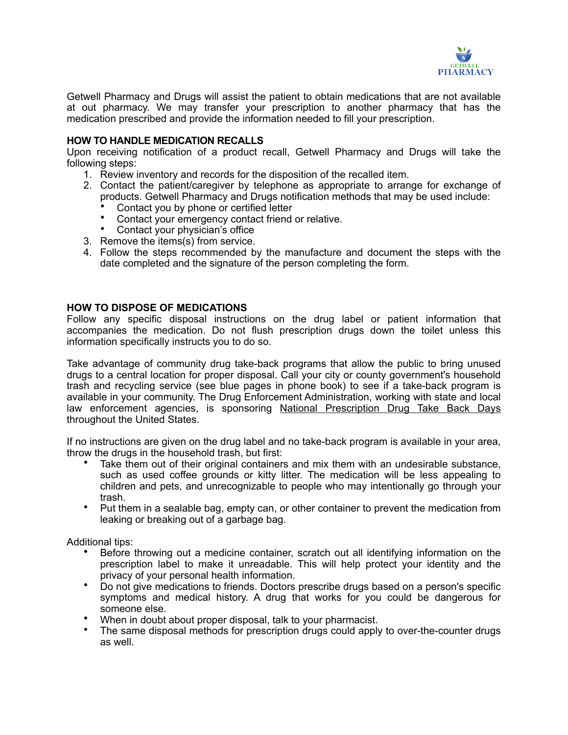Getwell Pharmacy and Drugs will assist the patient to obtain medications that are not available at out pharmacy. We may transfer your prescription to another pharmacy that has the medication prescribed and provide the information needed to fill your prescription.

**HOW TO HANDLE MEDICATION RECALLS**

Upon receiving notification of a product recall, Getwell Pharmacy and Drugs will take the following steps:

1. Review inventory and records for the disposition of the recalled item.
2. Contact the patient/caregiver by telephone as appropriate to arrange for exchange of products. Getwell Pharmacy and Drugs notification methods that may be used include:
   - Contact you by phone or certified letter
   - Contact your emergency contact friend or relative.
   - Contact your physician's office
3. Remove the items(s) from service.
4. Follow the steps recommended by the manufacture and document the steps with the date completed and the signature of the person completing the form.

**HOW TO DISPOSE OF MEDICATIONS**

Follow any specific disposal instructions on the drug label or patient information that accompanies the medication. Do not flush prescription drugs down the toilet unless this information specifically instructs you to do so.

Take advantage of community drug take-back programs that allow the public to bring unused drugs to a central location for proper disposal. Call your city or county government's household trash and recycling service (see blue pages in phone book) to see if a take-back program is available in your community. The Drug Enforcement Administration, working with state and local law enforcement agencies, is sponsoring National Prescription Drug Take Back Days throughout the United States.

If no instructions are given on the drug label and no take-back program is available in your area, throw the drugs in the household trash, but first:

- Take them out of their original containers and mix them with an undesirable substance, such as used coffee grounds or kitty litter. The medication will be less appealing to children and pets, and unrecognizable to people who may intentionally go through your trash.
- Put them in a sealable bag, empty can, or other container to prevent the medication from leaking or breaking out of a garbage bag.

Additional tips:

- Before throwing out a medicine container, scratch out all identifying information on the prescription label to make it unreadable. This will help protect your identity and the privacy of your personal health information.
- Do not give medications to friends. Doctors prescribe drugs based on a person's specific symptoms and medical history. A drug that works for you could be dangerous for someone else.
- When in doubt about proper disposal, talk to your pharmacist.
- The same disposal methods for prescription drugs could apply to over-the-counter drugs as well.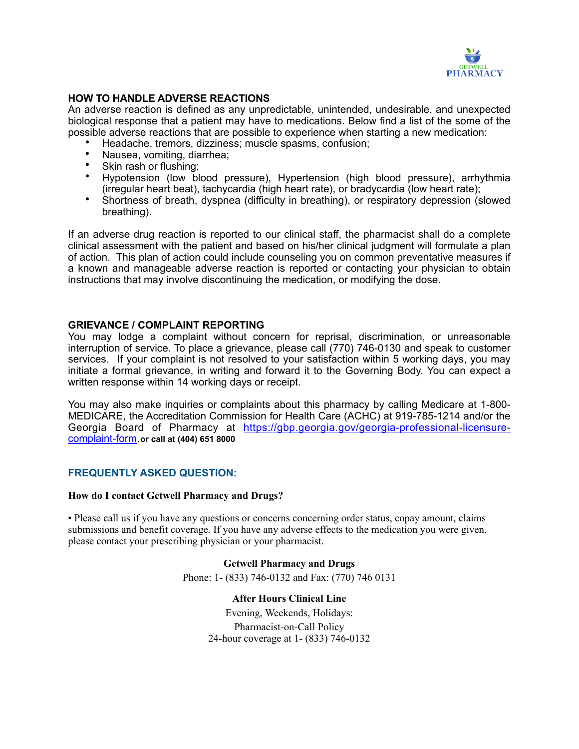## HOW TO HANDLE ADVERSE REACTIONS

An adverse reaction is defined as any unpredictable, unintended, undesirable, and unexpected biological response that a patient may have to medications. Below find a list of the some of the possible adverse reactions that are possible to experience when starting a new medication:

- Headache, tremors, dizziness; muscle spasms, confusion;
- Nausea, vomiting, diarrhea;
- Skin rash or flushing;
- Hypotension (low blood pressure), Hypertension (high blood pressure), arrhythmia (irregular heart beat), tachycardia (high heart rate), or bradycardia (low heart rate);
- Shortness of breath, dyspnea (difficulty in breathing), or respiratory depression (slowed breathing).

If an adverse drug reaction is reported to our clinical staff, the pharmacist shall do a complete clinical assessment with the patient and based on his/her clinical judgment will formulate a plan of action. This plan of action could include counseling you on common preventative measures if a known and manageable adverse reaction is reported or contacting your physician to obtain instructions that may involve discontinuing the medication, or modifying the dose.

## GRIEVANCE / COMPLAINT REPORTING

You may lodge a complaint without concern for reprisal, discrimination, or unreasonable interruption of service. To place a grievance, please call (770) 746-0130 and speak to customer services. If your complaint is not resolved to your satisfaction within 5 working days, you may initiate a formal grievance, in writing and forward it to the Governing Body. You can expect a written response within 14 working days or receipt.

You may also make inquiries or complaints about this pharmacy by calling Medicare at 1-800-MEDICARE, the Accreditation Commission for Health Care (ACHC) at 919-785-1214 and/or the Georgia Board of Pharmacy at https://gbp.georgia.gov/georgia-professional-licensure-complaint-form. **or call at (404) 651 8000**

## FREQUENTLY ASKED QUESTION:

**How do I contact Getwell Pharmacy and Drugs?**

• Please call us if you have any questions or concerns concerning order status, copay amount, claims submissions and benefit coverage. If you have any adverse effects to the medication you were given, please contact your prescribing physician or your pharmacist.

**Getwell Pharmacy and Drugs**

Phone: 1- (833) 746-0132 and Fax: (770) 746 0131

**After Hours Clinical Line**

Evening, Weekends, Holidays:

Pharmacist-on-Call Policy

24-hour coverage at 1- (833) 746-0132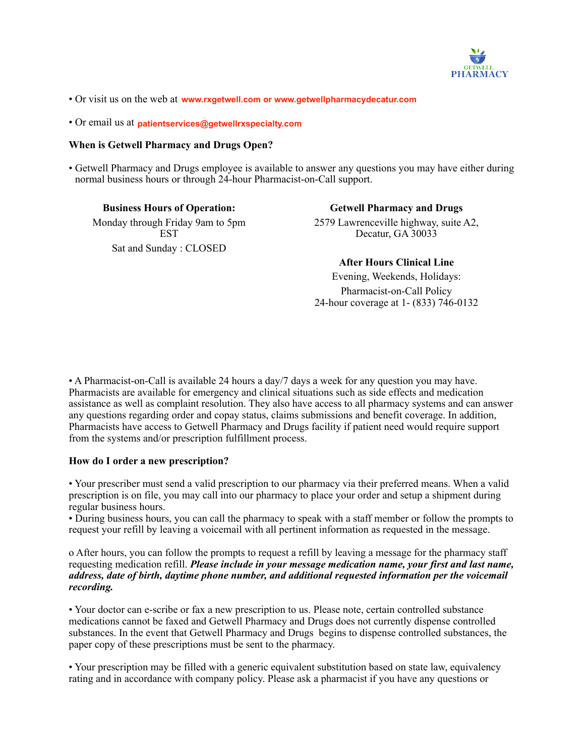• Or visit us on the web at **www.rxgetwell.com or www.getwellpharmacydecatur.com**

• Or email us at **patientservices@getwellrxspecialty.com**

**When is Getwell Pharmacy and Drugs Open?**

• Getwell Pharmacy and Drugs employee is available to answer any questions you may have either during normal business hours or through 24-hour Pharmacist-on-Call support.

**Business Hours of Operation:**

Monday through Friday 9am to 5pm EST

Sat and Sunday : CLOSED

**Getwell Pharmacy and Drugs**

2579 Lawrenceville highway, suite A2, Decatur, GA 30033

**After Hours Clinical Line**

Evening, Weekends, Holidays:

Pharmacist-on-Call Policy

24-hour coverage at 1- (833) 746-0132

• A Pharmacist-on-Call is available 24 hours a day/7 days a week for any question you may have. Pharmacists are available for emergency and clinical situations such as side effects and medication assistance as well as complaint resolution. They also have access to all pharmacy systems and can answer any questions regarding order and copay status, claims submissions and benefit coverage. In addition, Pharmacists have access to Getwell Pharmacy and Drugs facility if patient need would require support from the systems and/or prescription fulfillment process.

**How do I order a new prescription?**

• Your prescriber must send a valid prescription to our pharmacy via their preferred means. When a valid prescription is on file, you may call into our pharmacy to place your order and setup a shipment during regular business hours.

• During business hours, you can call the pharmacy to speak with a staff member or follow the prompts to request your refill by leaving a voicemail with all pertinent information as requested in the message.

o After hours, you can follow the prompts to request a refill by leaving a message for the pharmacy staff requesting medication refill. ***Please include in your message medication name, your first and last name, address, date of birth, daytime phone number, and additional requested information per the voicemail recording.***

• Your doctor can e-scribe or fax a new prescription to us. Please note, certain controlled substance medications cannot be faxed and Getwell Pharmacy and Drugs does not currently dispense controlled substances. In the event that Getwell Pharmacy and Drugs begins to dispense controlled substances, the paper copy of these prescriptions must be sent to the pharmacy.

• Your prescription may be filled with a generic equivalent substitution based on state law, equivalency rating and in accordance with company policy. Please ask a pharmacist if you have any questions or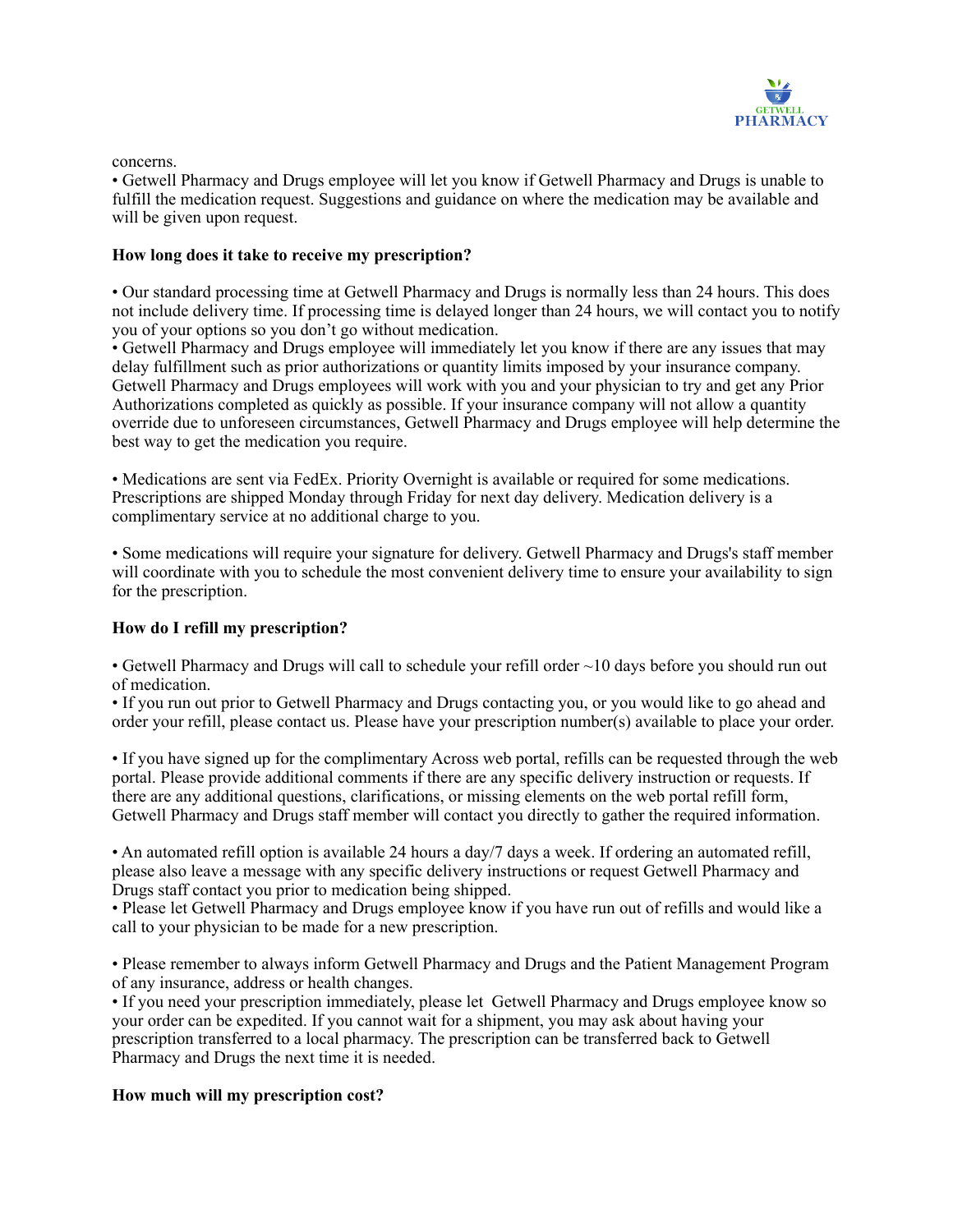concerns.

• Getwell Pharmacy and Drugs employee will let you know if Getwell Pharmacy and Drugs is unable to fulfill the medication request. Suggestions and guidance on where the medication may be available and will be given upon request.

**How long does it take to receive my prescription?**

• Our standard processing time at Getwell Pharmacy and Drugs is normally less than 24 hours. This does not include delivery time. If processing time is delayed longer than 24 hours, we will contact you to notify you of your options so you don't go without medication.

• Getwell Pharmacy and Drugs employee will immediately let you know if there are any issues that may delay fulfillment such as prior authorizations or quantity limits imposed by your insurance company. Getwell Pharmacy and Drugs employees will work with you and your physician to try and get any Prior Authorizations completed as quickly as possible. If your insurance company will not allow a quantity override due to unforeseen circumstances, Getwell Pharmacy and Drugs employee will help determine the best way to get the medication you require.

• Medications are sent via FedEx. Priority Overnight is available or required for some medications. Prescriptions are shipped Monday through Friday for next day delivery. Medication delivery is a complimentary service at no additional charge to you.

• Some medications will require your signature for delivery. Getwell Pharmacy and Drugs's staff member will coordinate with you to schedule the most convenient delivery time to ensure your availability to sign for the prescription.

**How do I refill my prescription?**

• Getwell Pharmacy and Drugs will call to schedule your refill order ~10 days before you should run out of medication.

• If you run out prior to Getwell Pharmacy and Drugs contacting you, or you would like to go ahead and order your refill, please contact us. Please have your prescription number(s) available to place your order.

• If you have signed up for the complimentary Across web portal, refills can be requested through the web portal. Please provide additional comments if there are any specific delivery instruction or requests. If there are any additional questions, clarifications, or missing elements on the web portal refill form, Getwell Pharmacy and Drugs staff member will contact you directly to gather the required information.

• An automated refill option is available 24 hours a day/7 days a week. If ordering an automated refill, please also leave a message with any specific delivery instructions or request Getwell Pharmacy and Drugs staff contact you prior to medication being shipped.

• Please let Getwell Pharmacy and Drugs employee know if you have run out of refills and would like a call to your physician to be made for a new prescription.

• Please remember to always inform Getwell Pharmacy and Drugs and the Patient Management Program of any insurance, address or health changes.

• If you need your prescription immediately, please let Getwell Pharmacy and Drugs employee know so your order can be expedited. If you cannot wait for a shipment, you may ask about having your prescription transferred to a local pharmacy. The prescription can be transferred back to Getwell Pharmacy and Drugs the next time it is needed.

**How much will my prescription cost?**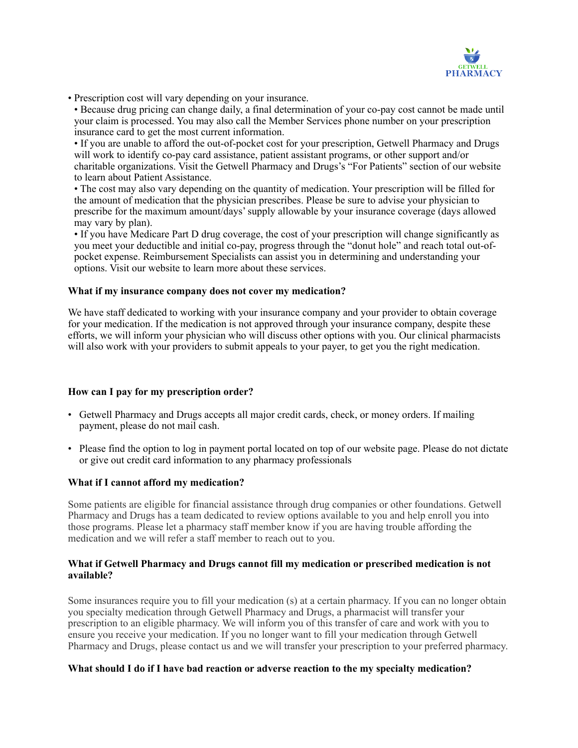- Prescription cost will vary depending on your insurance.
- Because drug pricing can change daily, a final determination of your co-pay cost cannot be made until your claim is processed. You may also call the Member Services phone number on your prescription insurance card to get the most current information.
- If you are unable to afford the out-of-pocket cost for your prescription, Getwell Pharmacy and Drugs will work to identify co-pay card assistance, patient assistant programs, or other support and/or charitable organizations. Visit the Getwell Pharmacy and Drugs's "For Patients" section of our website to learn about Patient Assistance.
- The cost may also vary depending on the quantity of medication. Your prescription will be filled for the amount of medication that the physician prescribes. Please be sure to advise your physician to prescribe for the maximum amount/days' supply allowable by your insurance coverage (days allowed may vary by plan).
- If you have Medicare Part D drug coverage, the cost of your prescription will change significantly as you meet your deductible and initial co-pay, progress through the "donut hole" and reach total out-of-pocket expense. Reimbursement Specialists can assist you in determining and understanding your options. Visit our website to learn more about these services.

**What if my insurance company does not cover my medication?**

We have staff dedicated to working with your insurance company and your provider to obtain coverage for your medication. If the medication is not approved through your insurance company, despite these efforts, we will inform your physician who will discuss other options with you. Our clinical pharmacists will also work with your providers to submit appeals to your payer, to get you the right medication.

**How can I pay for my prescription order?**

- Getwell Pharmacy and Drugs accepts all major credit cards, check, or money orders. If mailing payment, please do not mail cash.
- Please find the option to log in payment portal located on top of our website page. Please do not dictate or give out credit card information to any pharmacy professionals

**What if I cannot afford my medication?**

Some patients are eligible for financial assistance through drug companies or other foundations. Getwell Pharmacy and Drugs has a team dedicated to review options available to you and help enroll you into those programs. Please let a pharmacy staff member know if you are having trouble affording the medication and we will refer a staff member to reach out to you.

**What if Getwell Pharmacy and Drugs cannot fill my medication or prescribed medication is not available?**

Some insurances require you to fill your medication (s) at a certain pharmacy. If you can no longer obtain you specialty medication through Getwell Pharmacy and Drugs, a pharmacist will transfer your prescription to an eligible pharmacy. We will inform you of this transfer of care and work with you to ensure you receive your medication. If you no longer want to fill your medication through Getwell Pharmacy and Drugs, please contact us and we will transfer your prescription to your preferred pharmacy.

**What should I do if I have bad reaction or adverse reaction to the my specialty medication?**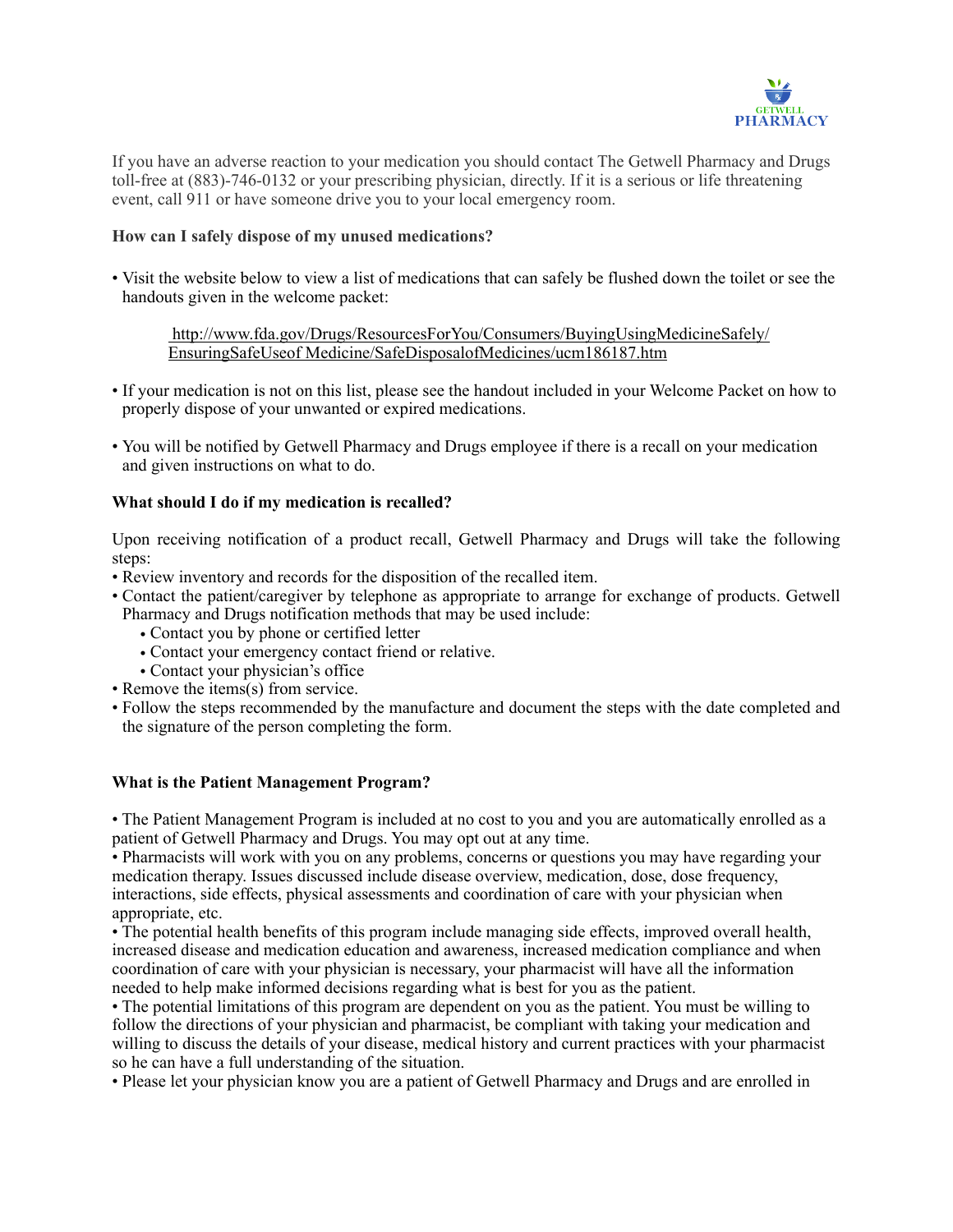If you have an adverse reaction to your medication you should contact The Getwell Pharmacy and Drugs toll-free at (883)-746-0132 or your prescribing physician, directly. If it is a serious or life threatening event, call 911 or have someone drive you to your local emergency room.

**How can I safely dispose of my unused medications?**

- Visit the website below to view a list of medications that can safely be flushed down the toilet or see the handouts given in the welcome packet:

  http://www.fda.gov/Drugs/ResourcesForYou/Consumers/BuyingUsingMedicineSafely/EnsuringSafeUseof Medicine/SafeDisposalofMedicines/ucm186187.htm

- If your medication is not on this list, please see the handout included in your Welcome Packet on how to properly dispose of your unwanted or expired medications.

- You will be notified by Getwell Pharmacy and Drugs employee if there is a recall on your medication and given instructions on what to do.

**What should I do if my medication is recalled?**

Upon receiving notification of a product recall, Getwell Pharmacy and Drugs will take the following steps:

- Review inventory and records for the disposition of the recalled item.
- Contact the patient/caregiver by telephone as appropriate to arrange for exchange of products. Getwell Pharmacy and Drugs notification methods that may be used include:
  - Contact you by phone or certified letter
  - Contact your emergency contact friend or relative.
  - Contact your physician's office
- Remove the items(s) from service.
- Follow the steps recommended by the manufacture and document the steps with the date completed and the signature of the person completing the form.

**What is the Patient Management Program?**

- The Patient Management Program is included at no cost to you and you are automatically enrolled as a patient of Getwell Pharmacy and Drugs. You may opt out at any time.
- Pharmacists will work with you on any problems, concerns or questions you may have regarding your medication therapy. Issues discussed include disease overview, medication, dose, dose frequency, interactions, side effects, physical assessments and coordination of care with your physician when appropriate, etc.
- The potential health benefits of this program include managing side effects, improved overall health, increased disease and medication education and awareness, increased medication compliance and when coordination of care with your physician is necessary, your pharmacist will have all the information needed to help make informed decisions regarding what is best for you as the patient.
- The potential limitations of this program are dependent on you as the patient. You must be willing to follow the directions of your physician and pharmacist, be compliant with taking your medication and willing to discuss the details of your disease, medical history and current practices with your pharmacist so he can have a full understanding of the situation.
- Please let your physician know you are a patient of Getwell Pharmacy and Drugs and are enrolled in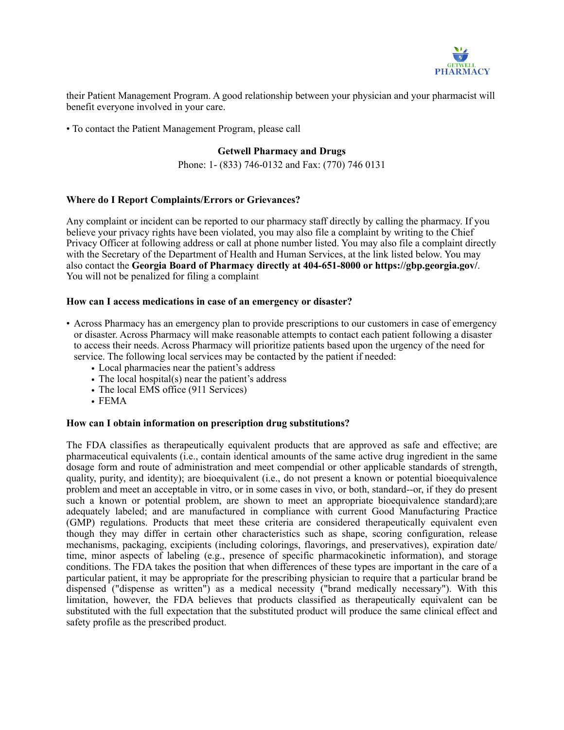their Patient Management Program. A good relationship between your physician and your pharmacist will benefit everyone involved in your care.

• To contact the Patient Management Program, please call

**Getwell Pharmacy and Drugs**

Phone: 1- (833) 746-0132 and Fax: (770) 746 0131

**Where do I Report Complaints/Errors or Grievances?**

Any complaint or incident can be reported to our pharmacy staff directly by calling the pharmacy. If you believe your privacy rights have been violated, you may also file a complaint by writing to the Chief Privacy Officer at following address or call at phone number listed. You may also file a complaint directly with the Secretary of the Department of Health and Human Services, at the link listed below. You may also contact the **Georgia Board of Pharmacy directly at 404-651-8000 or https://gbp.georgia.gov/**. You will not be penalized for filing a complaint

**How can I access medications in case of an emergency or disaster?**

- Across Pharmacy has an emergency plan to provide prescriptions to our customers in case of emergency or disaster. Across Pharmacy will make reasonable attempts to contact each patient following a disaster to access their needs. Across Pharmacy will prioritize patients based upon the urgency of the need for service. The following local services may be contacted by the patient if needed:
  - Local pharmacies near the patient's address
  - The local hospital(s) near the patient's address
  - The local EMS office (911 Services)
  - FEMA

**How can I obtain information on prescription drug substitutions?**

The FDA classifies as therapeutically equivalent products that are approved as safe and effective; are pharmaceutical equivalents (i.e., contain identical amounts of the same active drug ingredient in the same dosage form and route of administration and meet compendial or other applicable standards of strength, quality, purity, and identity); are bioequivalent (i.e., do not present a known or potential bioequivalence problem and meet an acceptable in vitro, or in some cases in vivo, or both, standard--or, if they do present such a known or potential problem, are shown to meet an appropriate bioequivalence standard);are adequately labeled; and are manufactured in compliance with current Good Manufacturing Practice (GMP) regulations. Products that meet these criteria are considered therapeutically equivalent even though they may differ in certain other characteristics such as shape, scoring configuration, release mechanisms, packaging, excipients (including colorings, flavorings, and preservatives), expiration date/time, minor aspects of labeling (e.g., presence of specific pharmacokinetic information), and storage conditions. The FDA takes the position that when differences of these types are important in the care of a particular patient, it may be appropriate for the prescribing physician to require that a particular brand be dispensed ("dispense as written") as a medical necessity ("brand medically necessary"). With this limitation, however, the FDA believes that products classified as therapeutically equivalent can be substituted with the full expectation that the substituted product will produce the same clinical effect and safety profile as the prescribed product.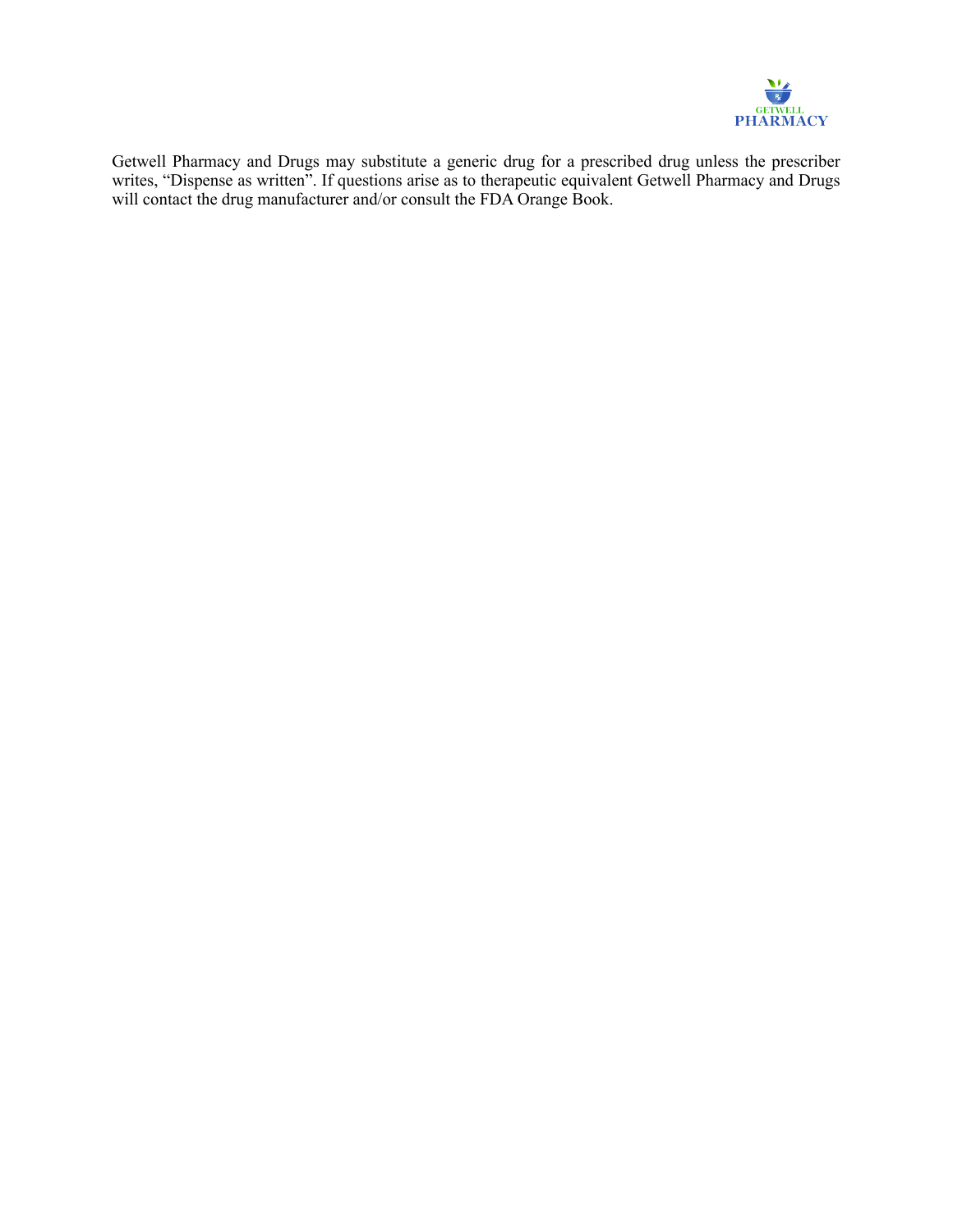Getwell Pharmacy and Drugs may substitute a generic drug for a prescribed drug unless the prescriber writes, "Dispense as written". If questions arise as to therapeutic equivalent Getwell Pharmacy and Drugs will contact the drug manufacturer and/or consult the FDA Orange Book.